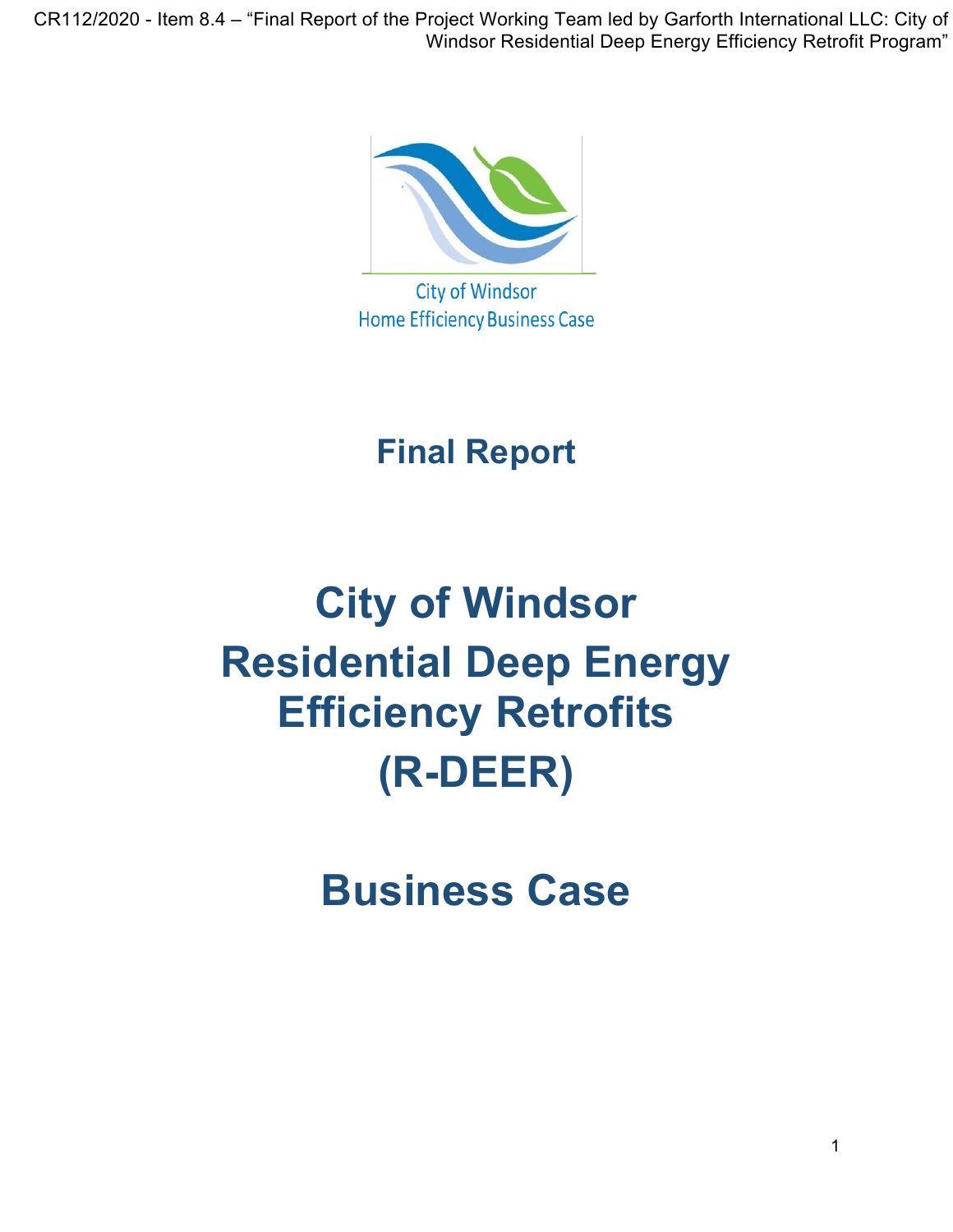CR112/2020 - Item 8.4 – "Final Report of the Project Working Team led by Garforth International LLC: City of Windsor Residential Deep Energy Efficiency Retrofit Program"

City of Windsor
Home Efficiency Business Case

# Final Report

# City of Windsor
# Residential Deep Energy Efficiency Retrofits
# (R-DEER)

# Business Case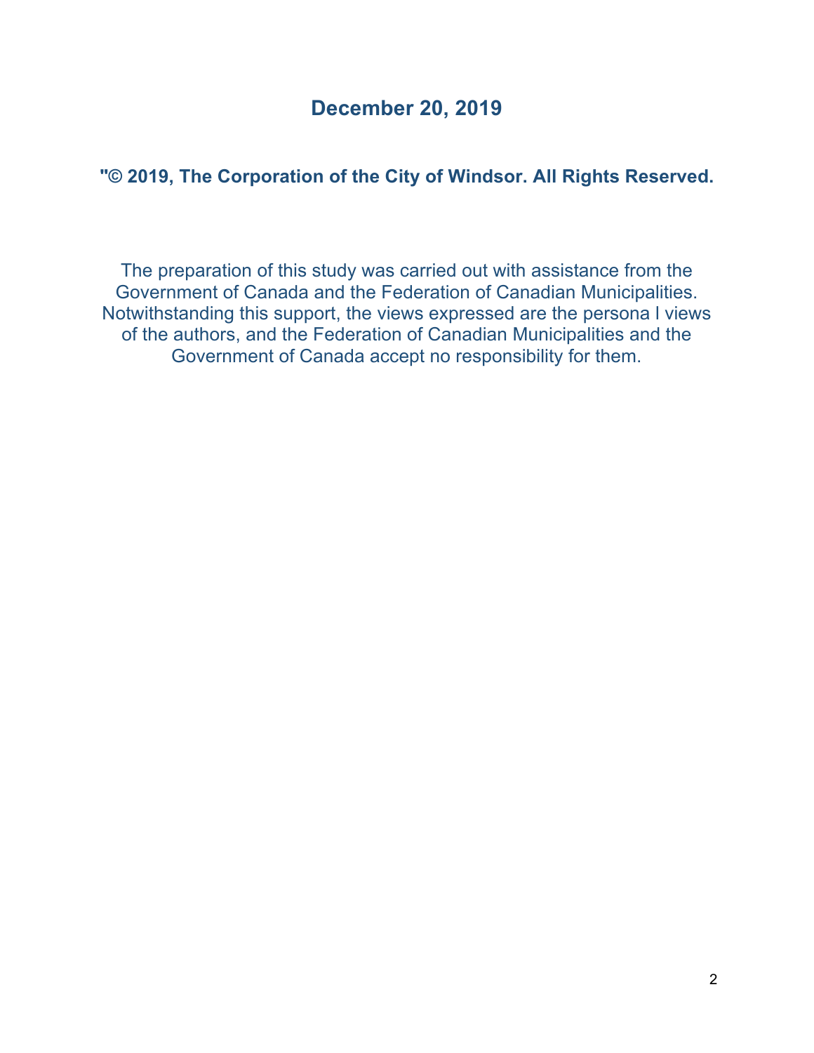**December 20, 2019**

**"© 2019, The Corporation of the City of Windsor. All Rights Reserved.**

The preparation of this study was carried out with assistance from the Government of Canada and the Federation of Canadian Municipalities. Notwithstanding this support, the views expressed are the persona l views of the authors, and the Federation of Canadian Municipalities and the Government of Canada accept no responsibility for them.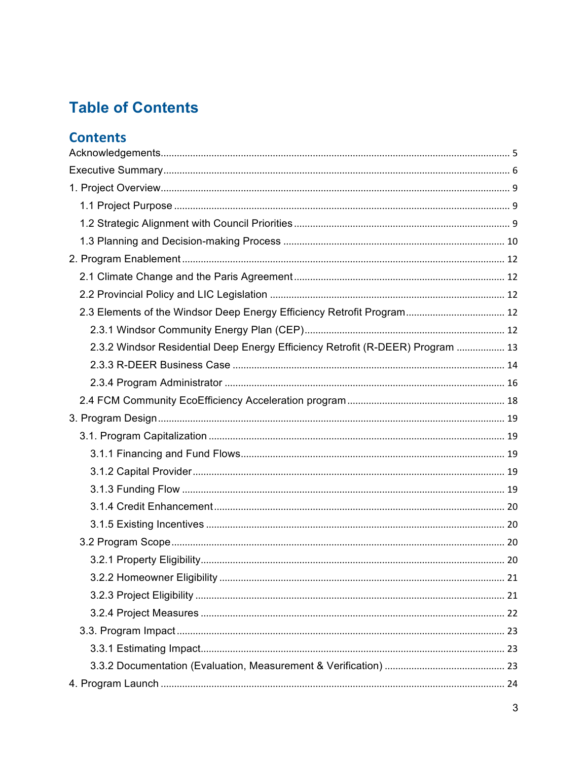# Table of Contents

## Contents

- Acknowledgements ........ 5
- Executive Summary ........ 6
- 1. Project Overview ........ 9
  - 1.1 Project Purpose ........ 9
  - 1.2 Strategic Alignment with Council Priorities ........ 9
  - 1.3 Planning and Decision-making Process ........ 10
- 2. Program Enablement ........ 12
  - 2.1 Climate Change and the Paris Agreement ........ 12
  - 2.2 Provincial Policy and LIC Legislation ........ 12
  - 2.3 Elements of the Windsor Deep Energy Efficiency Retrofit Program ........ 12
    - 2.3.1 Windsor Community Energy Plan (CEP) ........ 12
    - 2.3.2 Windsor Residential Deep Energy Efficiency Retrofit (R-DEER) Program ........ 13
    - 2.3.3 R-DEER Business Case ........ 14
    - 2.3.4 Program Administrator ........ 16
  - 2.4 FCM Community EcoEfficiency Acceleration program ........ 18
- 3. Program Design ........ 19
  - 3.1. Program Capitalization ........ 19
    - 3.1.1 Financing and Fund Flows ........ 19
    - 3.1.2 Capital Provider ........ 19
    - 3.1.3 Funding Flow ........ 19
    - 3.1.4 Credit Enhancement ........ 20
    - 3.1.5 Existing Incentives ........ 20
  - 3.2 Program Scope ........ 20
    - 3.2.1 Property Eligibility ........ 20
    - 3.2.2 Homeowner Eligibility ........ 21
    - 3.2.3 Project Eligibility ........ 21
    - 3.2.4 Project Measures ........ 22
  - 3.3. Program Impact ........ 23
    - 3.3.1 Estimating Impact ........ 23
    - 3.3.2 Documentation (Evaluation, Measurement & Verification) ........ 23
- 4. Program Launch ........ 24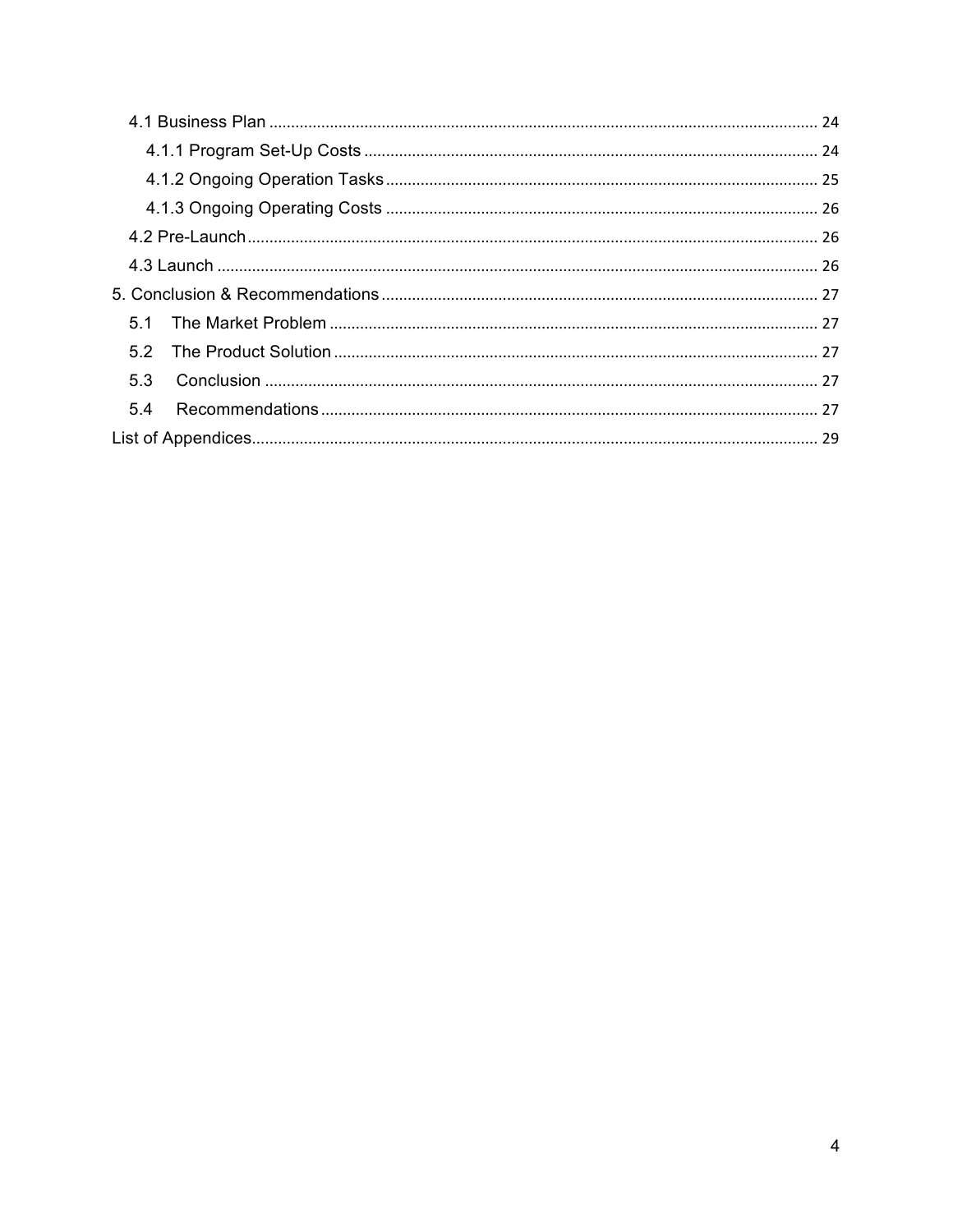- 4.1 Business Plan ........ 24
  - 4.1.1 Program Set-Up Costs ........ 24
  - 4.1.2 Ongoing Operation Tasks ........ 25
  - 4.1.3 Ongoing Operating Costs ........ 26
- 4.2 Pre-Launch ........ 26
- 4.3 Launch ........ 26

5. Conclusion & Recommendations ........ 27

- 5.1 The Market Problem ........ 27
- 5.2 The Product Solution ........ 27
- 5.3 Conclusion ........ 27
- 5.4 Recommendations ........ 27

List of Appendices ........ 29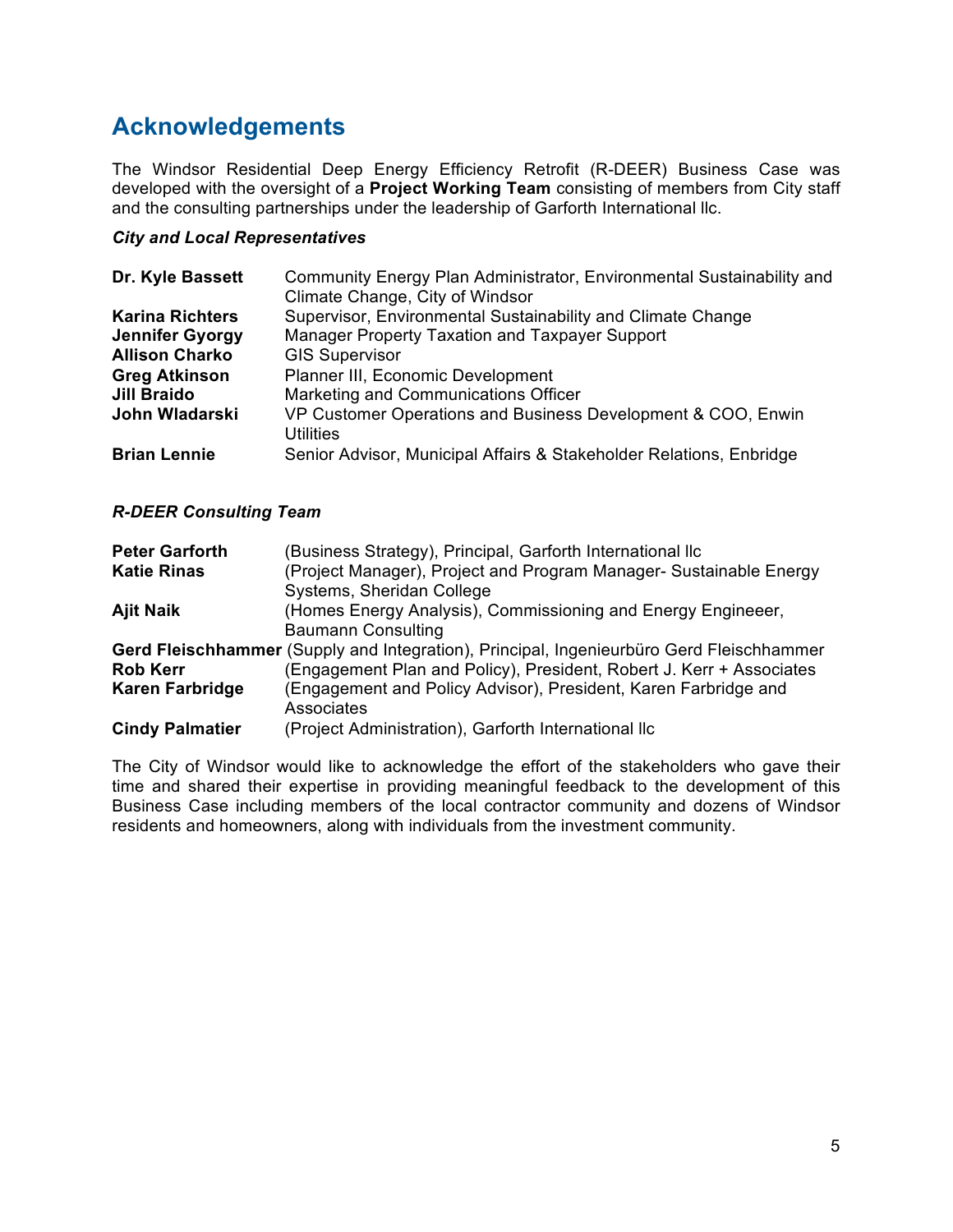## Acknowledgements

The Windsor Residential Deep Energy Efficiency Retrofit (R-DEER) Business Case was developed with the oversight of a **Project Working Team** consisting of members from City staff and the consulting partnerships under the leadership of Garforth International llc.

### *City and Local Representatives*

| | |
|---|---|
| **Dr. Kyle Bassett** | Community Energy Plan Administrator, Environmental Sustainability and Climate Change, City of Windsor |
| **Karina Richters** | Supervisor, Environmental Sustainability and Climate Change |
| **Jennifer Gyorgy** | Manager Property Taxation and Taxpayer Support |
| **Allison Charko** | GIS Supervisor |
| **Greg Atkinson** | Planner III, Economic Development |
| **Jill Braido** | Marketing and Communications Officer |
| **John Wladarski** | VP Customer Operations and Business Development & COO, Enwin Utilities |
| **Brian Lennie** | Senior Advisor, Municipal Affairs & Stakeholder Relations, Enbridge |

### *R-DEER Consulting Team*

| | |
|---|---|
| **Peter Garforth** | (Business Strategy), Principal, Garforth International llc |
| **Katie Rinas** | (Project Manager), Project and Program Manager- Sustainable Energy Systems, Sheridan College |
| **Ajit Naik** | (Homes Energy Analysis), Commissioning and Energy Engineeer, Baumann Consulting |
| **Gerd Fleischhammer** | (Supply and Integration), Principal, Ingenieurbüro Gerd Fleischhammer |
| **Rob Kerr** | (Engagement Plan and Policy), President, Robert J. Kerr + Associates |
| **Karen Farbridge** | (Engagement and Policy Advisor), President, Karen Farbridge and Associates |
| **Cindy Palmatier** | (Project Administration), Garforth International llc |

The City of Windsor would like to acknowledge the effort of the stakeholders who gave their time and shared their expertise in providing meaningful feedback to the development of this Business Case including members of the local contractor community and dozens of Windsor residents and homeowners, along with individuals from the investment community.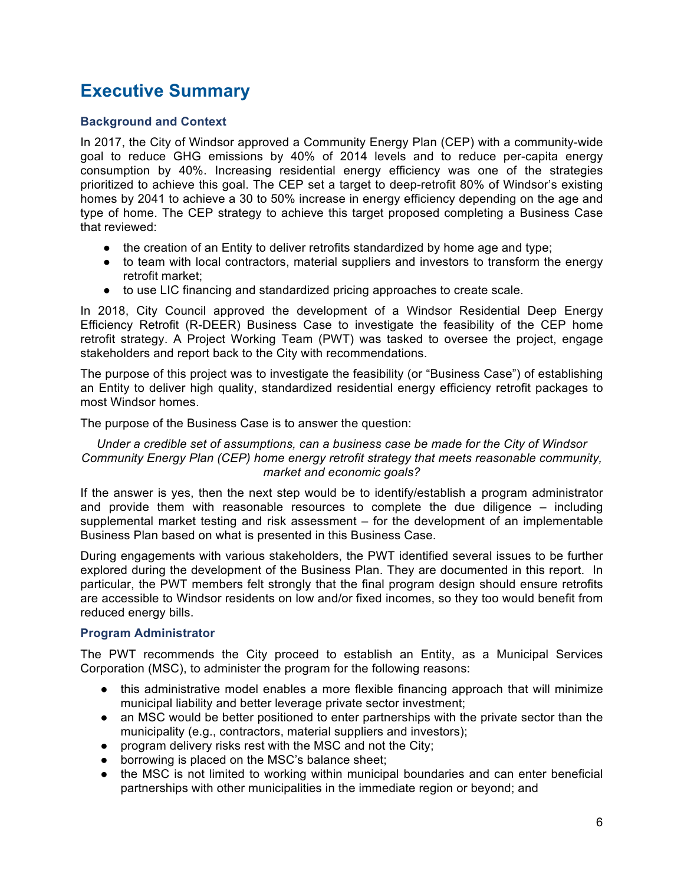# Executive Summary

### Background and Context

In 2017, the City of Windsor approved a Community Energy Plan (CEP) with a community-wide goal to reduce GHG emissions by 40% of 2014 levels and to reduce per-capita energy consumption by 40%. Increasing residential energy efficiency was one of the strategies prioritized to achieve this goal. The CEP set a target to deep-retrofit 80% of Windsor's existing homes by 2041 to achieve a 30 to 50% increase in energy efficiency depending on the age and type of home. The CEP strategy to achieve this target proposed completing a Business Case that reviewed:

- the creation of an Entity to deliver retrofits standardized by home age and type;
- to team with local contractors, material suppliers and investors to transform the energy retrofit market;
- to use LIC financing and standardized pricing approaches to create scale.

In 2018, City Council approved the development of a Windsor Residential Deep Energy Efficiency Retrofit (R-DEER) Business Case to investigate the feasibility of the CEP home retrofit strategy. A Project Working Team (PWT) was tasked to oversee the project, engage stakeholders and report back to the City with recommendations.

The purpose of this project was to investigate the feasibility (or "Business Case") of establishing an Entity to deliver high quality, standardized residential energy efficiency retrofit packages to most Windsor homes.

The purpose of the Business Case is to answer the question:

*Under a credible set of assumptions, can a business case be made for the City of Windsor Community Energy Plan (CEP) home energy retrofit strategy that meets reasonable community, market and economic goals?*

If the answer is yes, then the next step would be to identify/establish a program administrator and provide them with reasonable resources to complete the due diligence – including supplemental market testing and risk assessment – for the development of an implementable Business Plan based on what is presented in this Business Case.

During engagements with various stakeholders, the PWT identified several issues to be further explored during the development of the Business Plan. They are documented in this report. In particular, the PWT members felt strongly that the final program design should ensure retrofits are accessible to Windsor residents on low and/or fixed incomes, so they too would benefit from reduced energy bills.

### Program Administrator

The PWT recommends the City proceed to establish an Entity, as a Municipal Services Corporation (MSC), to administer the program for the following reasons:

- this administrative model enables a more flexible financing approach that will minimize municipal liability and better leverage private sector investment;
- an MSC would be better positioned to enter partnerships with the private sector than the municipality (e.g., contractors, material suppliers and investors);
- program delivery risks rest with the MSC and not the City;
- borrowing is placed on the MSC's balance sheet;
- the MSC is not limited to working within municipal boundaries and can enter beneficial partnerships with other municipalities in the immediate region or beyond; and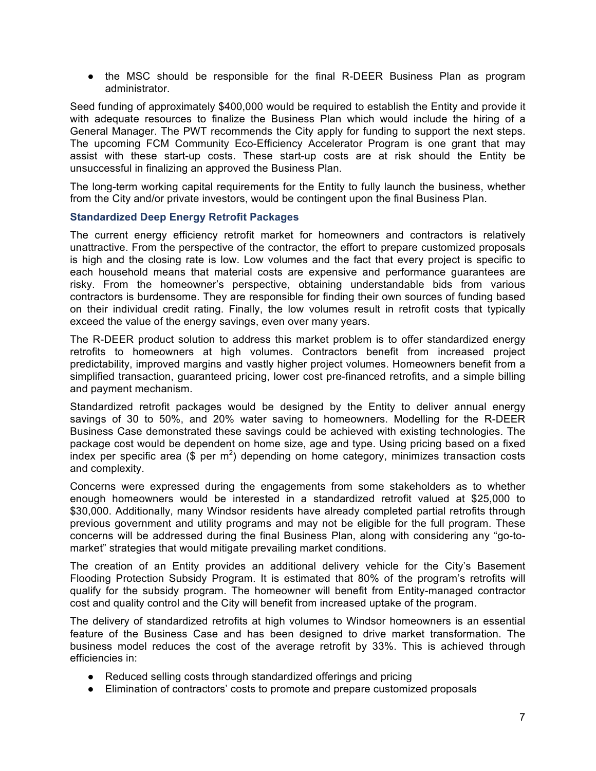- the MSC should be responsible for the final R-DEER Business Plan as program administrator.

Seed funding of approximately $400,000 would be required to establish the Entity and provide it with adequate resources to finalize the Business Plan which would include the hiring of a General Manager. The PWT recommends the City apply for funding to support the next steps. The upcoming FCM Community Eco-Efficiency Accelerator Program is one grant that may assist with these start-up costs. These start-up costs are at risk should the Entity be unsuccessful in finalizing an approved the Business Plan.

The long-term working capital requirements for the Entity to fully launch the business, whether from the City and/or private investors, would be contingent upon the final Business Plan.

### Standardized Deep Energy Retrofit Packages

The current energy efficiency retrofit market for homeowners and contractors is relatively unattractive. From the perspective of the contractor, the effort to prepare customized proposals is high and the closing rate is low. Low volumes and the fact that every project is specific to each household means that material costs are expensive and performance guarantees are risky. From the homeowner's perspective, obtaining understandable bids from various contractors is burdensome. They are responsible for finding their own sources of funding based on their individual credit rating. Finally, the low volumes result in retrofit costs that typically exceed the value of the energy savings, even over many years.

The R-DEER product solution to address this market problem is to offer standardized energy retrofits to homeowners at high volumes. Contractors benefit from increased project predictability, improved margins and vastly higher project volumes. Homeowners benefit from a simplified transaction, guaranteed pricing, lower cost pre-financed retrofits, and a simple billing and payment mechanism.

Standardized retrofit packages would be designed by the Entity to deliver annual energy savings of 30 to 50%, and 20% water saving to homeowners. Modelling for the R-DEER Business Case demonstrated these savings could be achieved with existing technologies. The package cost would be dependent on home size, age and type. Using pricing based on a fixed index per specific area ($ per $m^2$) depending on home category, minimizes transaction costs and complexity.

Concerns were expressed during the engagements from some stakeholders as to whether enough homeowners would be interested in a standardized retrofit valued at $25,000 to $30,000. Additionally, many Windsor residents have already completed partial retrofits through previous government and utility programs and may not be eligible for the full program. These concerns will be addressed during the final Business Plan, along with considering any "go-to-market" strategies that would mitigate prevailing market conditions.

The creation of an Entity provides an additional delivery vehicle for the City's Basement Flooding Protection Subsidy Program. It is estimated that 80% of the program's retrofits will qualify for the subsidy program. The homeowner will benefit from Entity-managed contractor cost and quality control and the City will benefit from increased uptake of the program.

The delivery of standardized retrofits at high volumes to Windsor homeowners is an essential feature of the Business Case and has been designed to drive market transformation. The business model reduces the cost of the average retrofit by 33%. This is achieved through efficiencies in:

- Reduced selling costs through standardized offerings and pricing
- Elimination of contractors' costs to promote and prepare customized proposals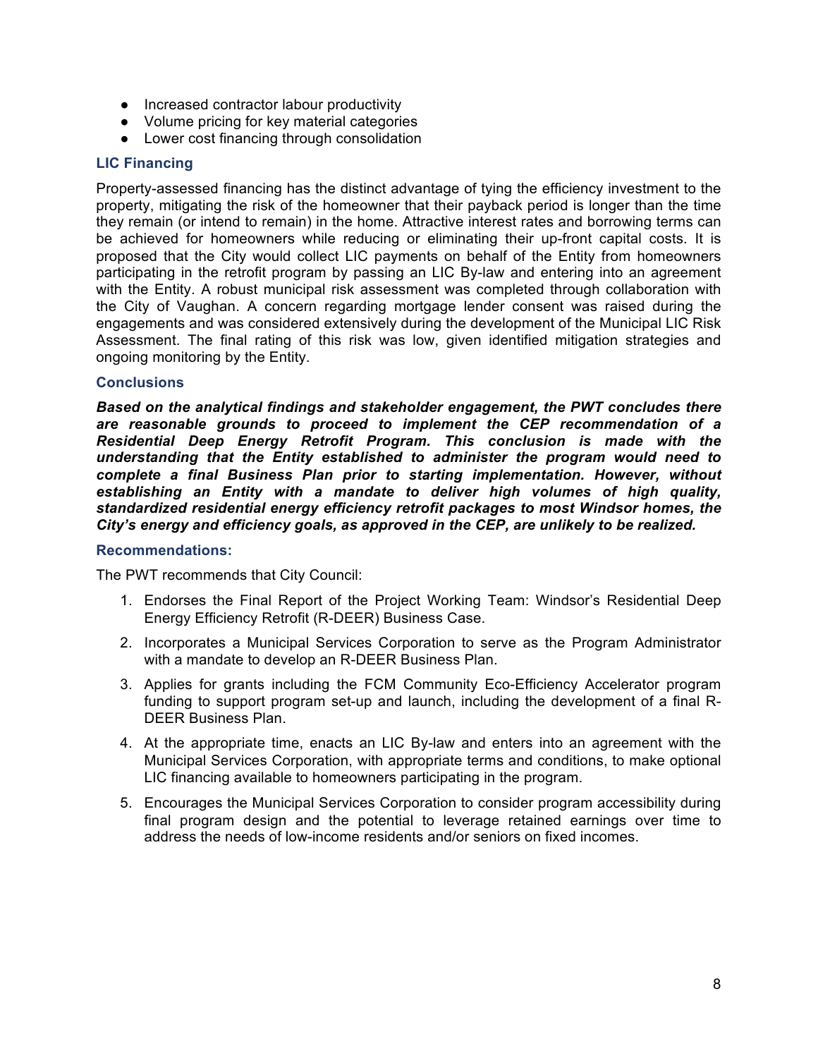- Increased contractor labour productivity
- Volume pricing for key material categories
- Lower cost financing through consolidation

### LIC Financing

Property-assessed financing has the distinct advantage of tying the efficiency investment to the property, mitigating the risk of the homeowner that their payback period is longer than the time they remain (or intend to remain) in the home. Attractive interest rates and borrowing terms can be achieved for homeowners while reducing or eliminating their up-front capital costs. It is proposed that the City would collect LIC payments on behalf of the Entity from homeowners participating in the retrofit program by passing an LIC By-law and entering into an agreement with the Entity. A robust municipal risk assessment was completed through collaboration with the City of Vaughan. A concern regarding mortgage lender consent was raised during the engagements and was considered extensively during the development of the Municipal LIC Risk Assessment. The final rating of this risk was low, given identified mitigation strategies and ongoing monitoring by the Entity.

### Conclusions

***Based on the analytical findings and stakeholder engagement, the PWT concludes there are reasonable grounds to proceed to implement the CEP recommendation of a Residential Deep Energy Retrofit Program. This conclusion is made with the understanding that the Entity established to administer the program would need to complete a final Business Plan prior to starting implementation. However, without establishing an Entity with a mandate to deliver high volumes of high quality, standardized residential energy efficiency retrofit packages to most Windsor homes, the City's energy and efficiency goals, as approved in the CEP, are unlikely to be realized.***

### Recommendations:

The PWT recommends that City Council:

1. Endorses the Final Report of the Project Working Team: Windsor's Residential Deep Energy Efficiency Retrofit (R-DEER) Business Case.
2. Incorporates a Municipal Services Corporation to serve as the Program Administrator with a mandate to develop an R-DEER Business Plan.
3. Applies for grants including the FCM Community Eco-Efficiency Accelerator program funding to support program set-up and launch, including the development of a final R-DEER Business Plan.
4. At the appropriate time, enacts an LIC By-law and enters into an agreement with the Municipal Services Corporation, with appropriate terms and conditions, to make optional LIC financing available to homeowners participating in the program.
5. Encourages the Municipal Services Corporation to consider program accessibility during final program design and the potential to leverage retained earnings over time to address the needs of low-income residents and/or seniors on fixed incomes.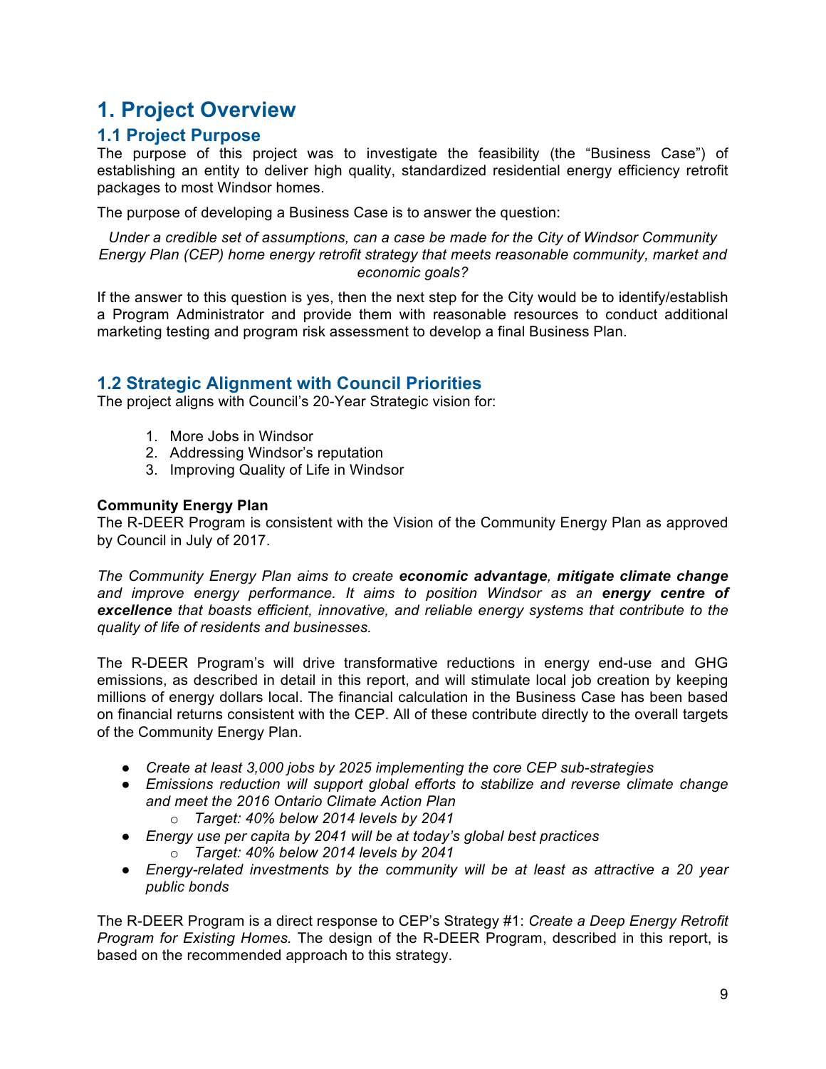# 1. Project Overview

## 1.1 Project Purpose

The purpose of this project was to investigate the feasibility (the "Business Case") of establishing an entity to deliver high quality, standardized residential energy efficiency retrofit packages to most Windsor homes.

The purpose of developing a Business Case is to answer the question:

*Under a credible set of assumptions, can a case be made for the City of Windsor Community Energy Plan (CEP) home energy retrofit strategy that meets reasonable community, market and economic goals?*

If the answer to this question is yes, then the next step for the City would be to identify/establish a Program Administrator and provide them with reasonable resources to conduct additional marketing testing and program risk assessment to develop a final Business Plan.

## 1.2 Strategic Alignment with Council Priorities

The project aligns with Council's 20-Year Strategic vision for:

1. More Jobs in Windsor
2. Addressing Windsor's reputation
3. Improving Quality of Life in Windsor

**Community Energy Plan**

The R-DEER Program is consistent with the Vision of the Community Energy Plan as approved by Council in July of 2017.

*The Community Energy Plan aims to create* ***economic advantage****,* ***mitigate climate change*** *and improve energy performance. It aims to position Windsor as an* ***energy centre of excellence*** *that boasts efficient, innovative, and reliable energy systems that contribute to the quality of life of residents and businesses.*

The R-DEER Program's will drive transformative reductions in energy end-use and GHG emissions, as described in detail in this report, and will stimulate local job creation by keeping millions of energy dollars local. The financial calculation in the Business Case has been based on financial returns consistent with the CEP. All of these contribute directly to the overall targets of the Community Energy Plan.

- *Create at least 3,000 jobs by 2025 implementing the core CEP sub-strategies*
- *Emissions reduction will support global efforts to stabilize and reverse climate change and meet the 2016 Ontario Climate Action Plan*
  - *Target: 40% below 2014 levels by 2041*
- *Energy use per capita by 2041 will be at today's global best practices*
  - *Target: 40% below 2014 levels by 2041*
- *Energy-related investments by the community will be at least as attractive a 20 year public bonds*

The R-DEER Program is a direct response to CEP's Strategy #1: *Create a Deep Energy Retrofit Program for Existing Homes.* The design of the R-DEER Program, described in this report, is based on the recommended approach to this strategy.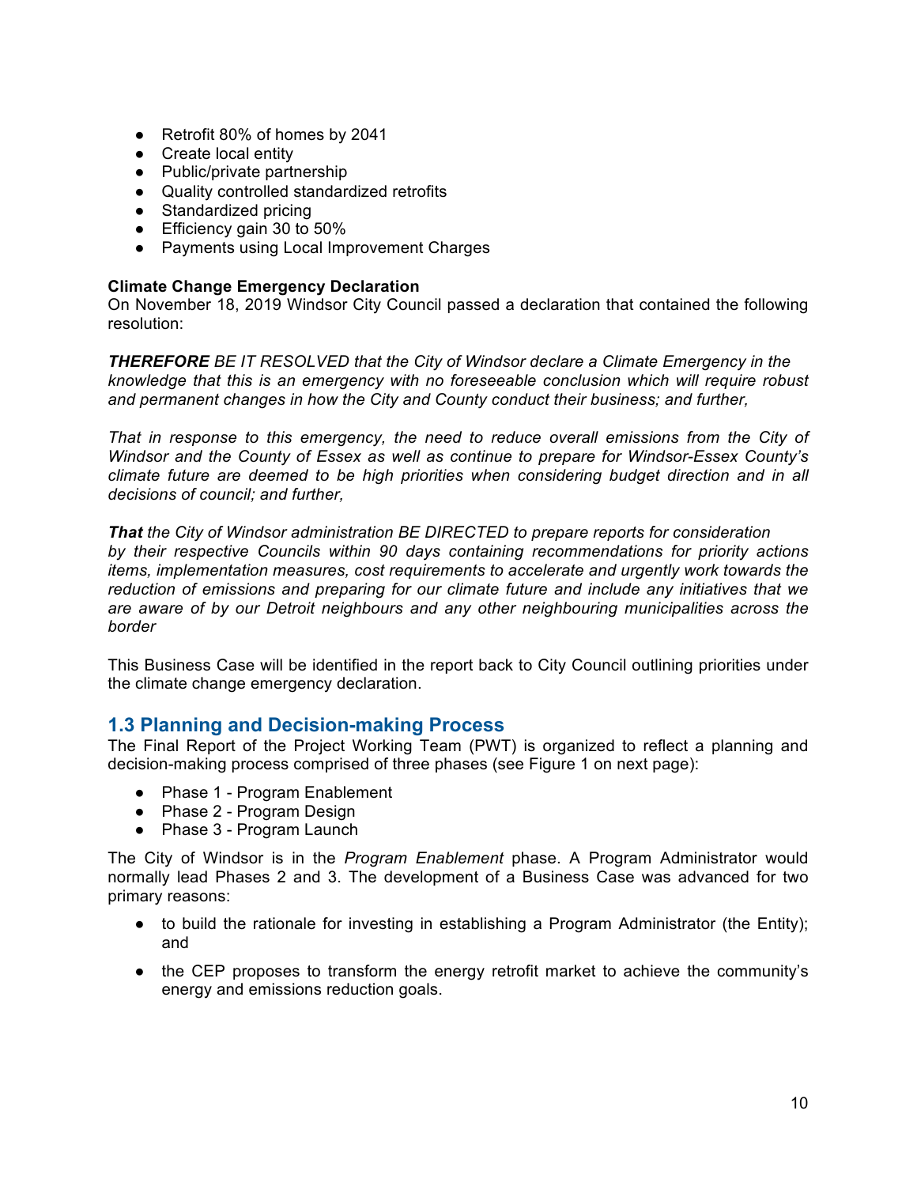- Retrofit 80% of homes by 2041
- Create local entity
- Public/private partnership
- Quality controlled standardized retrofits
- Standardized pricing
- Efficiency gain 30 to 50%
- Payments using Local Improvement Charges

**Climate Change Emergency Declaration**
On November 18, 2019 Windsor City Council passed a declaration that contained the following resolution:

***THEREFORE*** *BE IT RESOLVED that the City of Windsor declare a Climate Emergency in the knowledge that this is an emergency with no foreseeable conclusion which will require robust and permanent changes in how the City and County conduct their business; and further,*

*That in response to this emergency, the need to reduce overall emissions from the City of Windsor and the County of Essex as well as continue to prepare for Windsor-Essex County's climate future are deemed to be high priorities when considering budget direction and in all decisions of council; and further,*

***That*** *the City of Windsor administration BE DIRECTED to prepare reports for consideration by their respective Councils within 90 days containing recommendations for priority actions items, implementation measures, cost requirements to accelerate and urgently work towards the reduction of emissions and preparing for our climate future and include any initiatives that we are aware of by our Detroit neighbours and any other neighbouring municipalities across the border*

This Business Case will be identified in the report back to City Council outlining priorities under the climate change emergency declaration.

## 1.3 Planning and Decision-making Process

The Final Report of the Project Working Team (PWT) is organized to reflect a planning and decision-making process comprised of three phases (see Figure 1 on next page):

- Phase 1 - Program Enablement
- Phase 2 - Program Design
- Phase 3 - Program Launch

The City of Windsor is in the *Program Enablement* phase. A Program Administrator would normally lead Phases 2 and 3. The development of a Business Case was advanced for two primary reasons:

- to build the rationale for investing in establishing a Program Administrator (the Entity); and
- the CEP proposes to transform the energy retrofit market to achieve the community's energy and emissions reduction goals.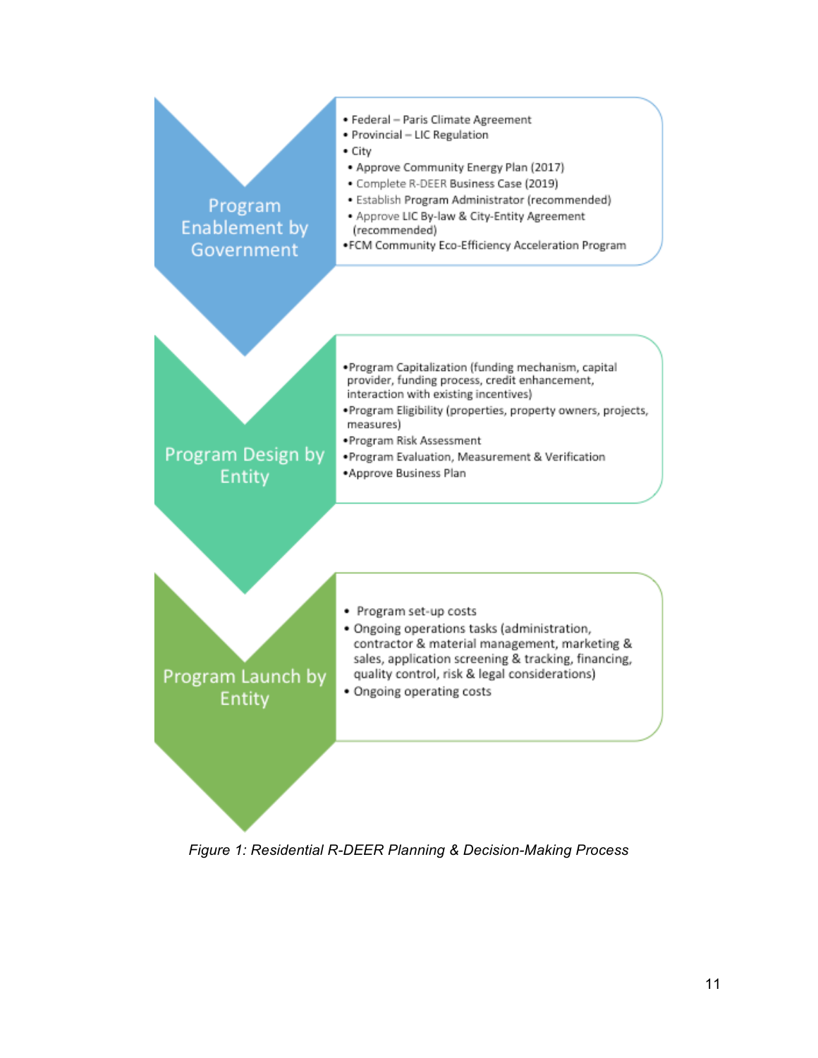**Program Enablement by Government**

- Federal – Paris Climate Agreement
- Provincial – LIC Regulation
- City
  - Approve Community Energy Plan (2017)
  - Complete R-DEER Business Case (2019)
  - Establish Program Administrator (recommended)
  - Approve LIC By-law & City-Entity Agreement (recommended)
- FCM Community Eco-Efficiency Acceleration Program

**Program Design by Entity**

- Program Capitalization (funding mechanism, capital provider, funding process, credit enhancement, interaction with existing incentives)
- Program Eligibility (properties, property owners, projects, measures)
- Program Risk Assessment
- Program Evaluation, Measurement & Verification
- Approve Business Plan

**Program Launch by Entity**

- Program set-up costs
- Ongoing operations tasks (administration, contractor & material management, marketing & sales, application screening & tracking, financing, quality control, risk & legal considerations)
- Ongoing operating costs

*Figure 1: Residential R-DEER Planning & Decision-Making Process*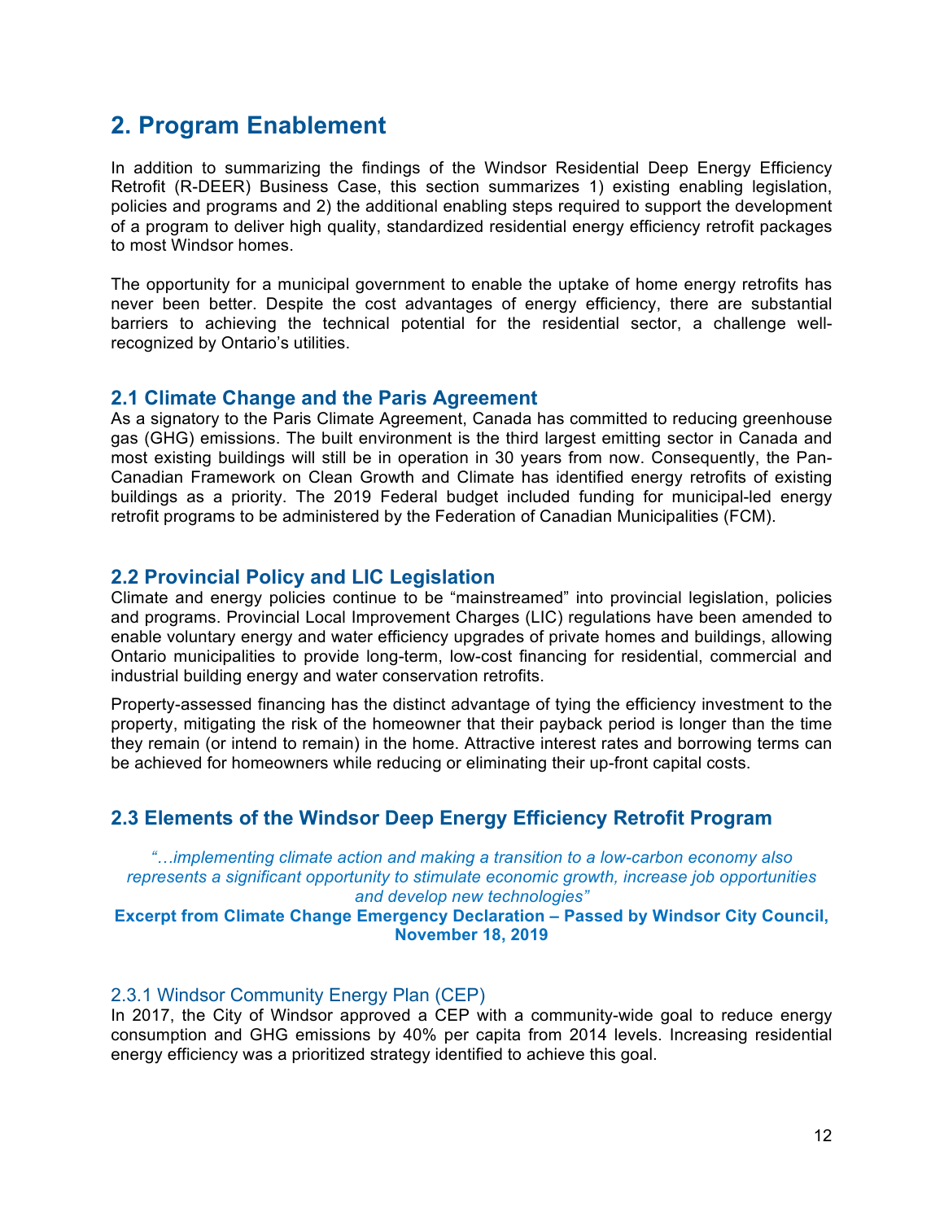# 2. Program Enablement

In addition to summarizing the findings of the Windsor Residential Deep Energy Efficiency Retrofit (R-DEER) Business Case, this section summarizes 1) existing enabling legislation, policies and programs and 2) the additional enabling steps required to support the development of a program to deliver high quality, standardized residential energy efficiency retrofit packages to most Windsor homes.

The opportunity for a municipal government to enable the uptake of home energy retrofits has never been better. Despite the cost advantages of energy efficiency, there are substantial barriers to achieving the technical potential for the residential sector, a challenge well-recognized by Ontario's utilities.

## 2.1 Climate Change and the Paris Agreement

As a signatory to the Paris Climate Agreement, Canada has committed to reducing greenhouse gas (GHG) emissions. The built environment is the third largest emitting sector in Canada and most existing buildings will still be in operation in 30 years from now. Consequently, the Pan-Canadian Framework on Clean Growth and Climate has identified energy retrofits of existing buildings as a priority. The 2019 Federal budget included funding for municipal-led energy retrofit programs to be administered by the Federation of Canadian Municipalities (FCM).

## 2.2 Provincial Policy and LIC Legislation

Climate and energy policies continue to be "mainstreamed" into provincial legislation, policies and programs. Provincial Local Improvement Charges (LIC) regulations have been amended to enable voluntary energy and water efficiency upgrades of private homes and buildings, allowing Ontario municipalities to provide long-term, low-cost financing for residential, commercial and industrial building energy and water conservation retrofits.

Property-assessed financing has the distinct advantage of tying the efficiency investment to the property, mitigating the risk of the homeowner that their payback period is longer than the time they remain (or intend to remain) in the home. Attractive interest rates and borrowing terms can be achieved for homeowners while reducing or eliminating their up-front capital costs.

## 2.3 Elements of the Windsor Deep Energy Efficiency Retrofit Program

*"…implementing climate action and making a transition to a low-carbon economy also represents a significant opportunity to stimulate economic growth, increase job opportunities and develop new technologies"*

**Excerpt from Climate Change Emergency Declaration – Passed by Windsor City Council, November 18, 2019**

### 2.3.1 Windsor Community Energy Plan (CEP)

In 2017, the City of Windsor approved a CEP with a community-wide goal to reduce energy consumption and GHG emissions by 40% per capita from 2014 levels. Increasing residential energy efficiency was a prioritized strategy identified to achieve this goal.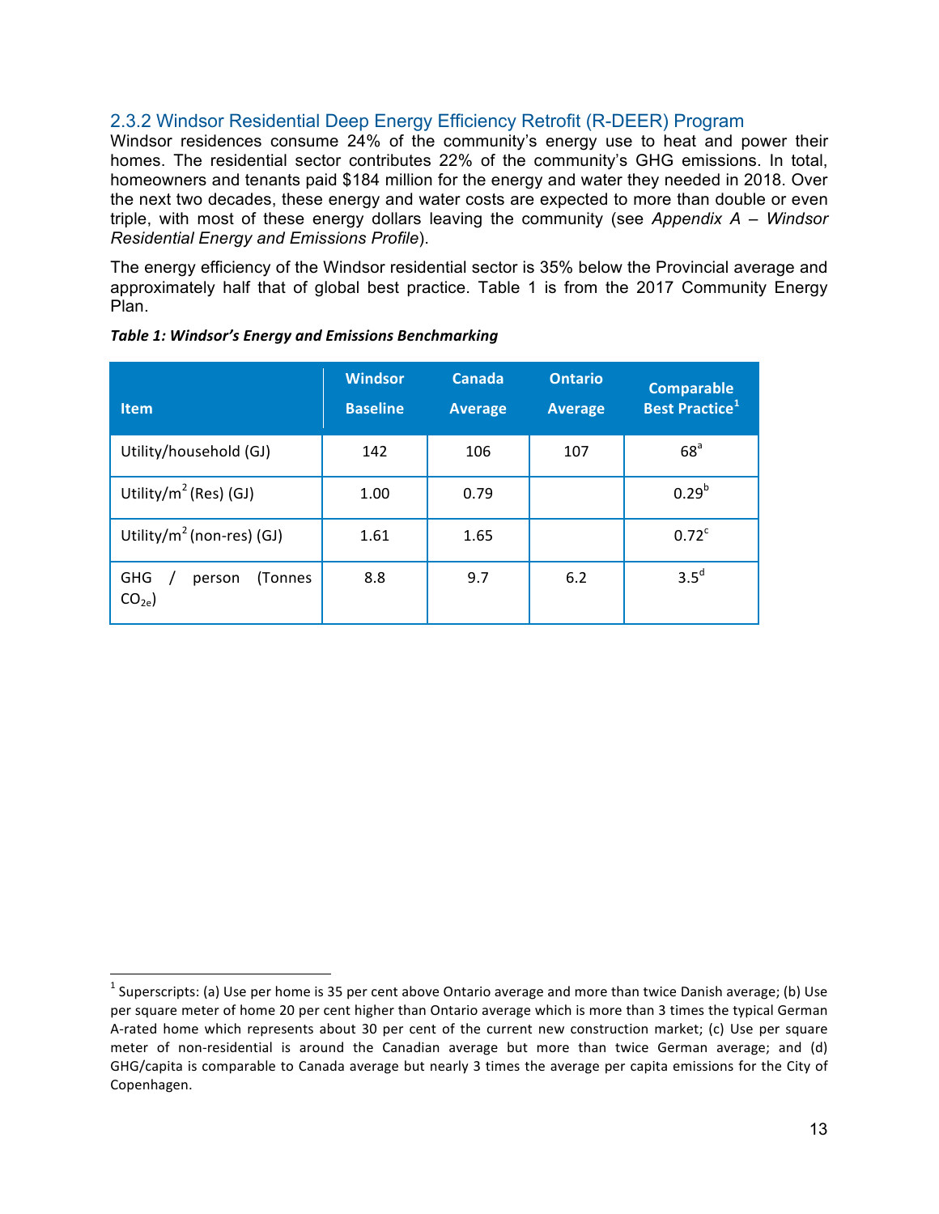### 2.3.2 Windsor Residential Deep Energy Efficiency Retrofit (R-DEER) Program

Windsor residences consume 24% of the community's energy use to heat and power their homes. The residential sector contributes 22% of the community's GHG emissions. In total, homeowners and tenants paid $184 million for the energy and water they needed in 2018. Over the next two decades, these energy and water costs are expected to more than double or even triple, with most of these energy dollars leaving the community (see *Appendix A – Windsor Residential Energy and Emissions Profile*).

The energy efficiency of the Windsor residential sector is 35% below the Provincial average and approximately half that of global best practice. Table 1 is from the 2017 Community Energy Plan.

***Table 1: Windsor's Energy and Emissions Benchmarking***

| Item | Windsor Baseline | Canada Average | Ontario Average | Comparable Best Practice[1] |
|---|---|---|---|---|
| Utility/household (GJ) | 142 | 106 | 107 | 68[a] |
| Utility/$m^2$ (Res) (GJ) | 1.00 | 0.79 | | 0.29[b] |
| Utility/$m^2$ (non-res) (GJ) | 1.61 | 1.65 | | 0.72[c] |
| GHG / person (Tonnes $CO_{2e}$) | 8.8 | 9.7 | 6.2 | 3.5[d] |

[1] Superscripts: (a) Use per home is 35 per cent above Ontario average and more than twice Danish average; (b) Use per square meter of home 20 per cent higher than Ontario average which is more than 3 times the typical German A-rated home which represents about 30 per cent of the current new construction market; (c) Use per square meter of non-residential is around the Canadian average but more than twice German average; and (d) GHG/capita is comparable to Canada average but nearly 3 times the average per capita emissions for the City of Copenhagen.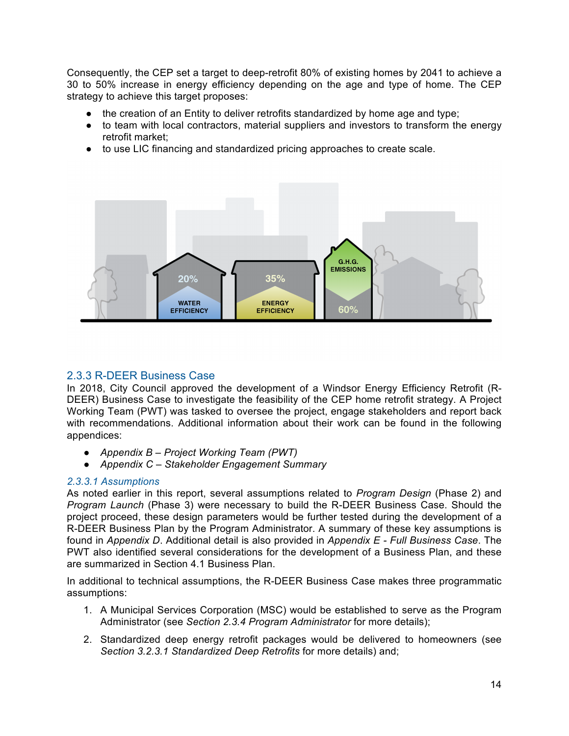Consequently, the CEP set a target to deep-retrofit 80% of existing homes by 2041 to achieve a 30 to 50% increase in energy efficiency depending on the age and type of home. The CEP strategy to achieve this target proposes:

- the creation of an Entity to deliver retrofits standardized by home age and type;
- to team with local contractors, material suppliers and investors to transform the energy retrofit market;
- to use LIC financing and standardized pricing approaches to create scale.

20% WATER EFFICIENCY

35% ENERGY EFFICIENCY

G.H.G. EMISSIONS 60%

## 2.3.3 R-DEER Business Case

In 2018, City Council approved the development of a Windsor Energy Efficiency Retrofit (R-DEER) Business Case to investigate the feasibility of the CEP home retrofit strategy. A Project Working Team (PWT) was tasked to oversee the project, engage stakeholders and report back with recommendations. Additional information about their work can be found in the following appendices:

- *Appendix B – Project Working Team (PWT)*
- *Appendix C – Stakeholder Engagement Summary*

### *2.3.3.1 Assumptions*

As noted earlier in this report, several assumptions related to *Program Design* (Phase 2) and *Program Launch* (Phase 3) were necessary to build the R-DEER Business Case. Should the project proceed, these design parameters would be further tested during the development of a R-DEER Business Plan by the Program Administrator. A summary of these key assumptions is found in *Appendix D*. Additional detail is also provided in *Appendix E - Full Business Case*. The PWT also identified several considerations for the development of a Business Plan, and these are summarized in Section 4.1 Business Plan.

In additional to technical assumptions, the R-DEER Business Case makes three programmatic assumptions:

1. A Municipal Services Corporation (MSC) would be established to serve as the Program Administrator (see *Section 2.3.4 Program Administrator* for more details);
2. Standardized deep energy retrofit packages would be delivered to homeowners (see *Section 3.2.3.1 Standardized Deep Retrofits* for more details) and;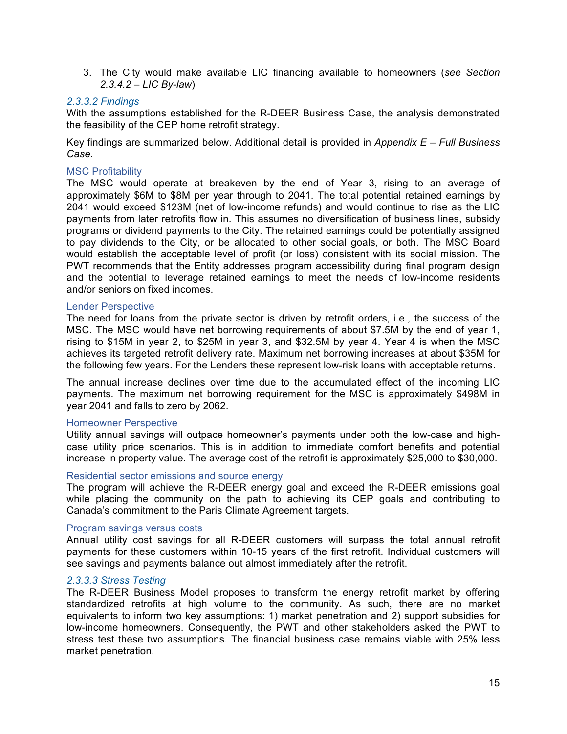3. The City would make available LIC financing available to homeowners (*see Section 2.3.4.2 – LIC By-law*)

#### *2.3.3.2 Findings*

With the assumptions established for the R-DEER Business Case, the analysis demonstrated the feasibility of the CEP home retrofit strategy.

Key findings are summarized below. Additional detail is provided in *Appendix E – Full Business Case*.

##### MSC Profitability

The MSC would operate at breakeven by the end of Year 3, rising to an average of approximately $6M to $8M per year through to 2041. The total potential retained earnings by 2041 would exceed $123M (net of low-income refunds) and would continue to rise as the LIC payments from later retrofits flow in. This assumes no diversification of business lines, subsidy programs or dividend payments to the City. The retained earnings could be potentially assigned to pay dividends to the City, or be allocated to other social goals, or both. The MSC Board would establish the acceptable level of profit (or loss) consistent with its social mission. The PWT recommends that the Entity addresses program accessibility during final program design and the potential to leverage retained earnings to meet the needs of low-income residents and/or seniors on fixed incomes.

##### Lender Perspective

The need for loans from the private sector is driven by retrofit orders, i.e., the success of the MSC. The MSC would have net borrowing requirements of about $7.5M by the end of year 1, rising to $15M in year 2, to $25M in year 3, and $32.5M by year 4. Year 4 is when the MSC achieves its targeted retrofit delivery rate. Maximum net borrowing increases at about $35M for the following few years. For the Lenders these represent low-risk loans with acceptable returns.

The annual increase declines over time due to the accumulated effect of the incoming LIC payments. The maximum net borrowing requirement for the MSC is approximately $498M in year 2041 and falls to zero by 2062.

##### Homeowner Perspective

Utility annual savings will outpace homeowner's payments under both the low-case and high-case utility price scenarios. This is in addition to immediate comfort benefits and potential increase in property value. The average cost of the retrofit is approximately $25,000 to $30,000.

##### Residential sector emissions and source energy

The program will achieve the R-DEER energy goal and exceed the R-DEER emissions goal while placing the community on the path to achieving its CEP goals and contributing to Canada's commitment to the Paris Climate Agreement targets.

##### Program savings versus costs

Annual utility cost savings for all R-DEER customers will surpass the total annual retrofit payments for these customers within 10-15 years of the first retrofit. Individual customers will see savings and payments balance out almost immediately after the retrofit.

#### *2.3.3.3 Stress Testing*

The R-DEER Business Model proposes to transform the energy retrofit market by offering standardized retrofits at high volume to the community. As such, there are no market equivalents to inform two key assumptions: 1) market penetration and 2) support subsidies for low-income homeowners. Consequently, the PWT and other stakeholders asked the PWT to stress test these two assumptions. The financial business case remains viable with 25% less market penetration.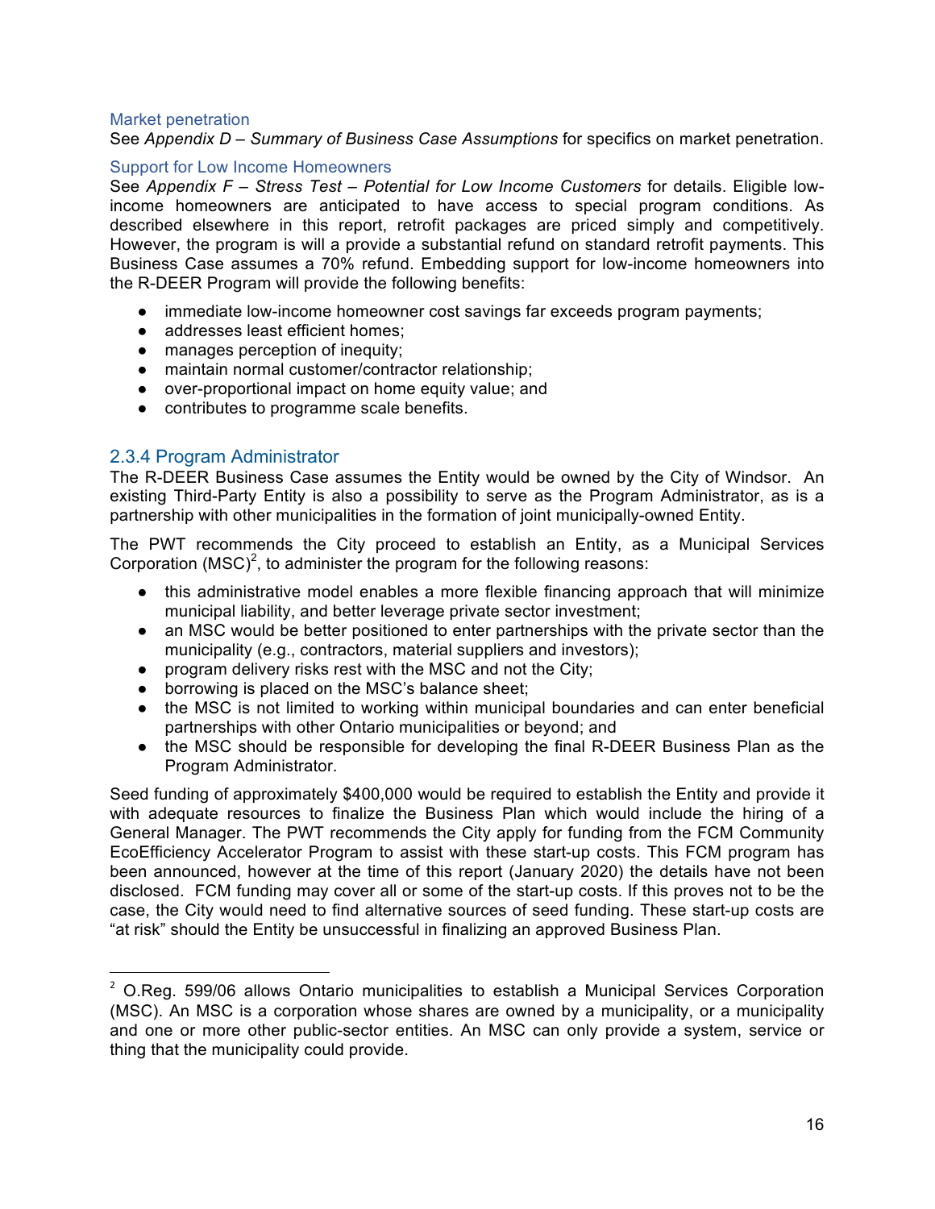### Market penetration

See *Appendix D – Summary of Business Case Assumptions* for specifics on market penetration.

### Support for Low Income Homeowners

See *Appendix F – Stress Test – Potential for Low Income Customers* for details. Eligible low-income homeowners are anticipated to have access to special program conditions. As described elsewhere in this report, retrofit packages are priced simply and competitively. However, the program is will a provide a substantial refund on standard retrofit payments. This Business Case assumes a 70% refund. Embedding support for low-income homeowners into the R-DEER Program will provide the following benefits:

- immediate low-income homeowner cost savings far exceeds program payments;
- addresses least efficient homes;
- manages perception of inequity;
- maintain normal customer/contractor relationship;
- over-proportional impact on home equity value; and
- contributes to programme scale benefits.

## 2.3.4 Program Administrator

The R-DEER Business Case assumes the Entity would be owned by the City of Windsor. An existing Third-Party Entity is also a possibility to serve as the Program Administrator, as is a partnership with other municipalities in the formation of joint municipally-owned Entity.

The PWT recommends the City proceed to establish an Entity, as a Municipal Services Corporation (MSC)[2], to administer the program for the following reasons:

- this administrative model enables a more flexible financing approach that will minimize municipal liability, and better leverage private sector investment;
- an MSC would be better positioned to enter partnerships with the private sector than the municipality (e.g., contractors, material suppliers and investors);
- program delivery risks rest with the MSC and not the City;
- borrowing is placed on the MSC's balance sheet;
- the MSC is not limited to working within municipal boundaries and can enter beneficial partnerships with other Ontario municipalities or beyond; and
- the MSC should be responsible for developing the final R-DEER Business Plan as the Program Administrator.

Seed funding of approximately $400,000 would be required to establish the Entity and provide it with adequate resources to finalize the Business Plan which would include the hiring of a General Manager. The PWT recommends the City apply for funding from the FCM Community EcoEfficiency Accelerator Program to assist with these start-up costs. This FCM program has been announced, however at the time of this report (January 2020) the details have not been disclosed. FCM funding may cover all or some of the start-up costs. If this proves not to be the case, the City would need to find alternative sources of seed funding. These start-up costs are "at risk" should the Entity be unsuccessful in finalizing an approved Business Plan.

---

[2] O.Reg. 599/06 allows Ontario municipalities to establish a Municipal Services Corporation (MSC). An MSC is a corporation whose shares are owned by a municipality, or a municipality and one or more other public-sector entities. An MSC can only provide a system, service or thing that the municipality could provide.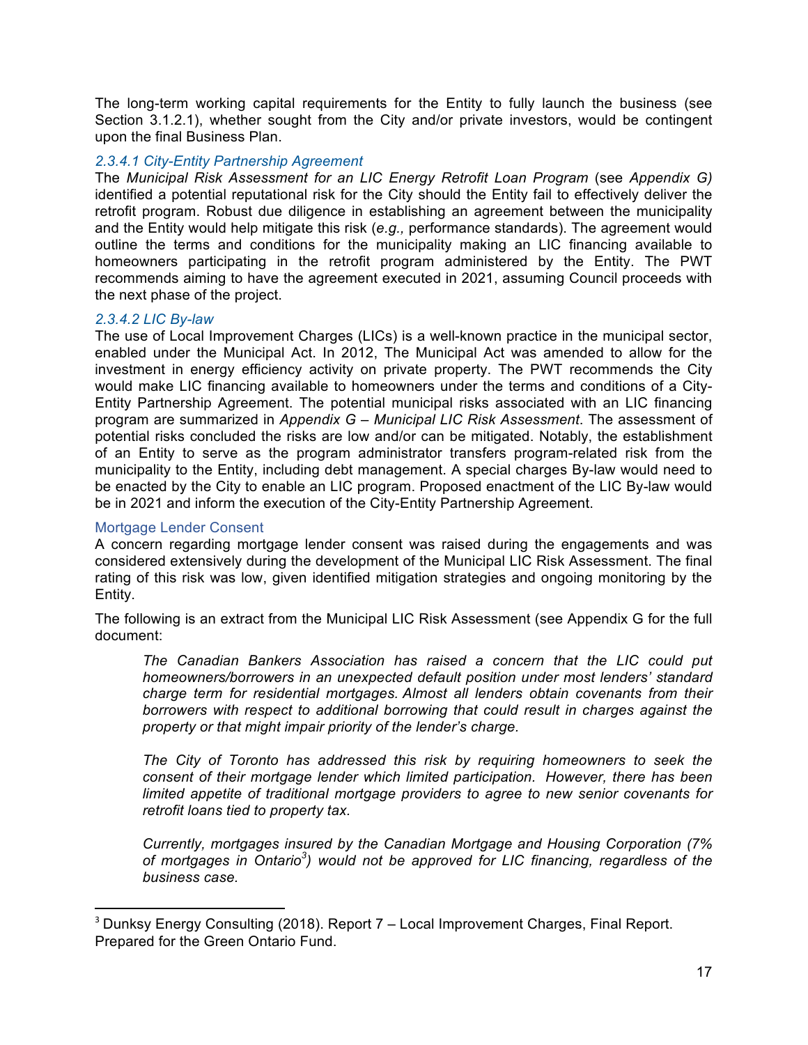The long-term working capital requirements for the Entity to fully launch the business (see Section 3.1.2.1), whether sought from the City and/or private investors, would be contingent upon the final Business Plan.

#### *2.3.4.1 City-Entity Partnership Agreement*

The *Municipal Risk Assessment for an LIC Energy Retrofit Loan Program* (see *Appendix G)* identified a potential reputational risk for the City should the Entity fail to effectively deliver the retrofit program. Robust due diligence in establishing an agreement between the municipality and the Entity would help mitigate this risk (*e.g.,* performance standards). The agreement would outline the terms and conditions for the municipality making an LIC financing available to homeowners participating in the retrofit program administered by the Entity. The PWT recommends aiming to have the agreement executed in 2021, assuming Council proceeds with the next phase of the project.

#### *2.3.4.2 LIC By-law*

The use of Local Improvement Charges (LICs) is a well-known practice in the municipal sector, enabled under the Municipal Act. In 2012, The Municipal Act was amended to allow for the investment in energy efficiency activity on private property. The PWT recommends the City would make LIC financing available to homeowners under the terms and conditions of a City-Entity Partnership Agreement. The potential municipal risks associated with an LIC financing program are summarized in *Appendix G – Municipal LIC Risk Assessment*. The assessment of potential risks concluded the risks are low and/or can be mitigated. Notably, the establishment of an Entity to serve as the program administrator transfers program-related risk from the municipality to the Entity, including debt management. A special charges By-law would need to be enacted by the City to enable an LIC program. Proposed enactment of the LIC By-law would be in 2021 and inform the execution of the City-Entity Partnership Agreement.

#### Mortgage Lender Consent

A concern regarding mortgage lender consent was raised during the engagements and was considered extensively during the development of the Municipal LIC Risk Assessment. The final rating of this risk was low, given identified mitigation strategies and ongoing monitoring by the Entity.

The following is an extract from the Municipal LIC Risk Assessment (see Appendix G for the full document:

> *The Canadian Bankers Association has raised a concern that the LIC could put homeowners/borrowers in an unexpected default position under most lenders' standard charge term for residential mortgages. Almost all lenders obtain covenants from their borrowers with respect to additional borrowing that could result in charges against the property or that might impair priority of the lender's charge.*
>
> *The City of Toronto has addressed this risk by requiring homeowners to seek the consent of their mortgage lender which limited participation. However, there has been limited appetite of traditional mortgage providers to agree to new senior covenants for retrofit loans tied to property tax.*
>
> *Currently, mortgages insured by the Canadian Mortgage and Housing Corporation (7% of mortgages in Ontario[3]) would not be approved for LIC financing, regardless of the business case.*

---

[3] Dunksy Energy Consulting (2018). Report 7 – Local Improvement Charges, Final Report. Prepared for the Green Ontario Fund.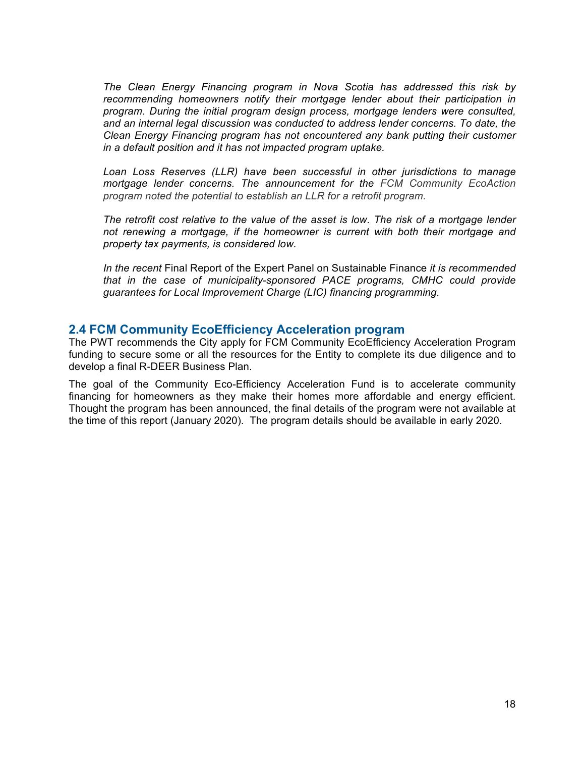*The Clean Energy Financing program in Nova Scotia has addressed this risk by recommending homeowners notify their mortgage lender about their participation in program. During the initial program design process, mortgage lenders were consulted, and an internal legal discussion was conducted to address lender concerns. To date, the Clean Energy Financing program has not encountered any bank putting their customer in a default position and it has not impacted program uptake.*

*Loan Loss Reserves (LLR) have been successful in other jurisdictions to manage mortgage lender concerns. The announcement for the FCM Community EcoAction program noted the potential to establish an LLR for a retrofit program.*

*The retrofit cost relative to the value of the asset is low. The risk of a mortgage lender not renewing a mortgage, if the homeowner is current with both their mortgage and property tax payments, is considered low.*

*In the recent* Final Report of the Expert Panel on Sustainable Finance *it is recommended that in the case of municipality-sponsored PACE programs, CMHC could provide guarantees for Local Improvement Charge (LIC) financing programming.*

## 2.4 FCM Community EcoEfficiency Acceleration program

The PWT recommends the City apply for FCM Community EcoEfficiency Acceleration Program funding to secure some or all the resources for the Entity to complete its due diligence and to develop a final R-DEER Business Plan.

The goal of the Community Eco-Efficiency Acceleration Fund is to accelerate community financing for homeowners as they make their homes more affordable and energy efficient. Thought the program has been announced, the final details of the program were not available at the time of this report (January 2020). The program details should be available in early 2020.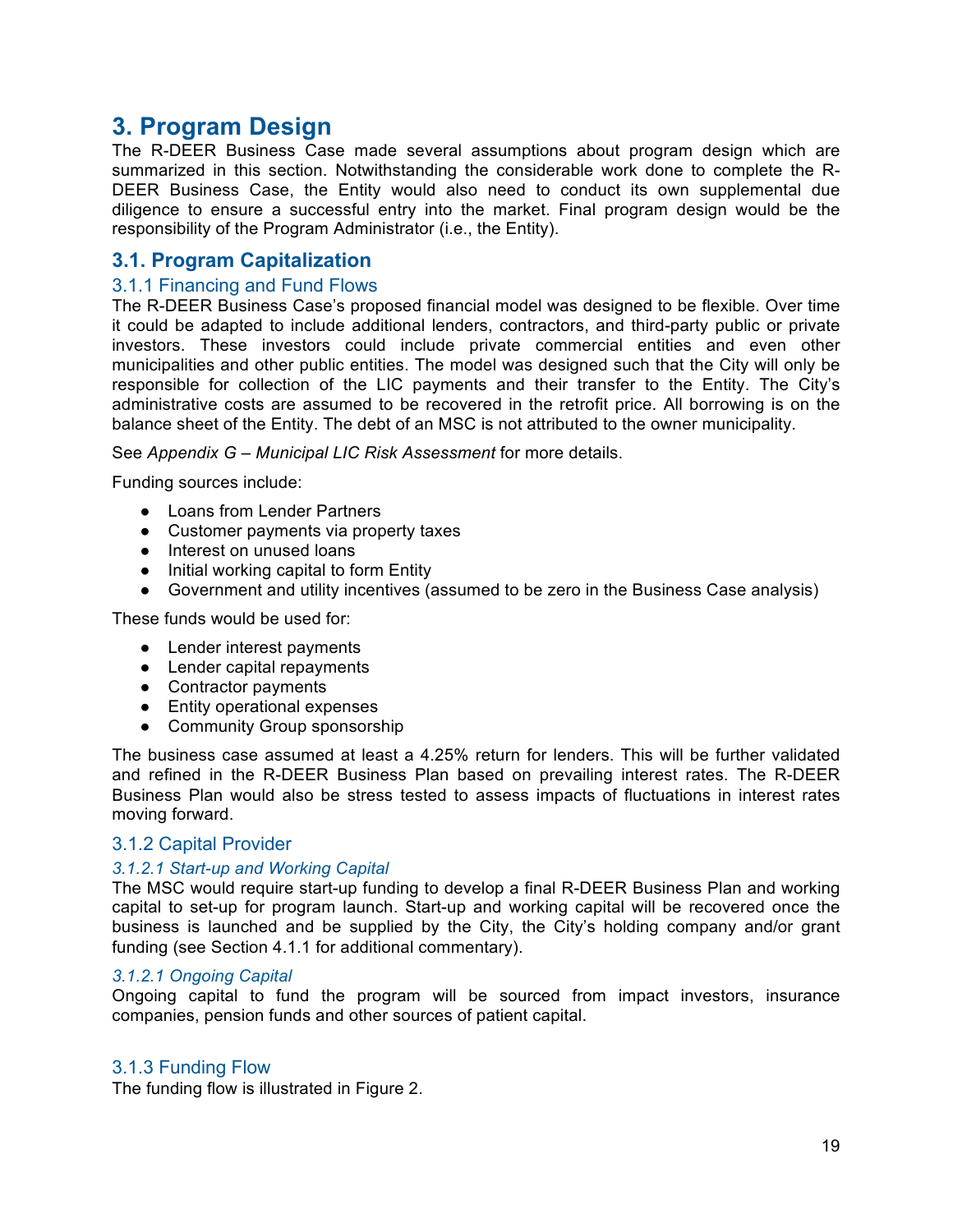# 3. Program Design

The R-DEER Business Case made several assumptions about program design which are summarized in this section. Notwithstanding the considerable work done to complete the R-DEER Business Case, the Entity would also need to conduct its own supplemental due diligence to ensure a successful entry into the market. Final program design would be the responsibility of the Program Administrator (i.e., the Entity).

## 3.1. Program Capitalization

### 3.1.1 Financing and Fund Flows

The R-DEER Business Case's proposed financial model was designed to be flexible. Over time it could be adapted to include additional lenders, contractors, and third-party public or private investors. These investors could include private commercial entities and even other municipalities and other public entities. The model was designed such that the City will only be responsible for collection of the LIC payments and their transfer to the Entity. The City's administrative costs are assumed to be recovered in the retrofit price. All borrowing is on the balance sheet of the Entity. The debt of an MSC is not attributed to the owner municipality.

See *Appendix G – Municipal LIC Risk Assessment* for more details.

Funding sources include:

- Loans from Lender Partners
- Customer payments via property taxes
- Interest on unused loans
- Initial working capital to form Entity
- Government and utility incentives (assumed to be zero in the Business Case analysis)

These funds would be used for:

- Lender interest payments
- Lender capital repayments
- Contractor payments
- Entity operational expenses
- Community Group sponsorship

The business case assumed at least a 4.25% return for lenders. This will be further validated and refined in the R-DEER Business Plan based on prevailing interest rates. The R-DEER Business Plan would also be stress tested to assess impacts of fluctuations in interest rates moving forward.

### 3.1.2 Capital Provider

#### *3.1.2.1 Start-up and Working Capital*

The MSC would require start-up funding to develop a final R-DEER Business Plan and working capital to set-up for program launch. Start-up and working capital will be recovered once the business is launched and be supplied by the City, the City's holding company and/or grant funding (see Section 4.1.1 for additional commentary).

#### *3.1.2.1 Ongoing Capital*

Ongoing capital to fund the program will be sourced from impact investors, insurance companies, pension funds and other sources of patient capital.

### 3.1.3 Funding Flow

The funding flow is illustrated in Figure 2.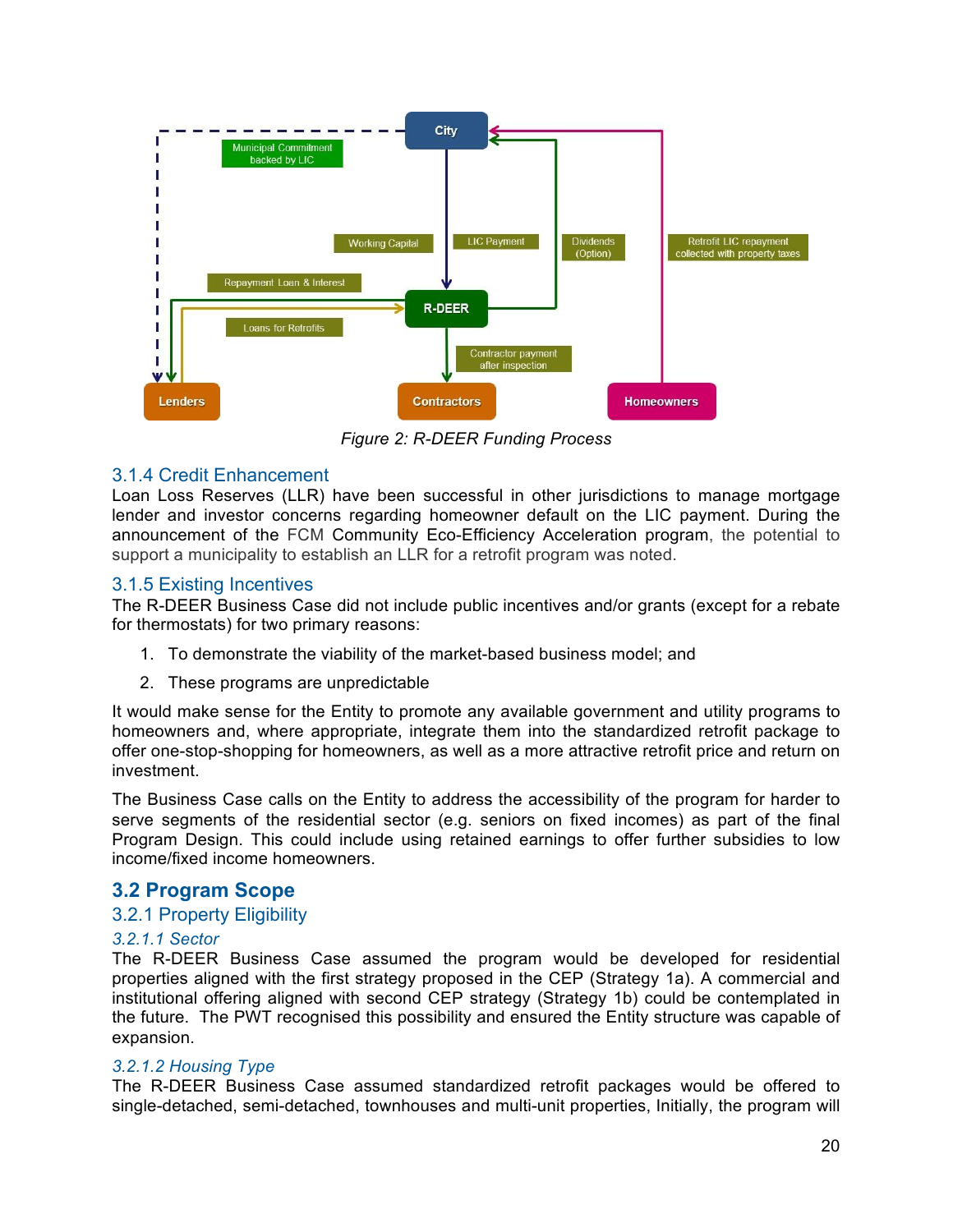Figure 2: R-DEER Funding Process

### 3.1.4 Credit Enhancement

Loan Loss Reserves (LLR) have been successful in other jurisdictions to manage mortgage lender and investor concerns regarding homeowner default on the LIC payment. During the announcement of the FCM Community Eco-Efficiency Acceleration program, the potential to support a municipality to establish an LLR for a retrofit program was noted.

### 3.1.5 Existing Incentives

The R-DEER Business Case did not include public incentives and/or grants (except for a rebate for thermostats) for two primary reasons:

1. To demonstrate the viability of the market-based business model; and
2. These programs are unpredictable

It would make sense for the Entity to promote any available government and utility programs to homeowners and, where appropriate, integrate them into the standardized retrofit package to offer one-stop-shopping for homeowners, as well as a more attractive retrofit price and return on investment.

The Business Case calls on the Entity to address the accessibility of the program for harder to serve segments of the residential sector (e.g. seniors on fixed incomes) as part of the final Program Design. This could include using retained earnings to offer further subsidies to low income/fixed income homeowners.

## 3.2 Program Scope

### 3.2.1 Property Eligibility

#### *3.2.1.1 Sector*

The R-DEER Business Case assumed the program would be developed for residential properties aligned with the first strategy proposed in the CEP (Strategy 1a). A commercial and institutional offering aligned with second CEP strategy (Strategy 1b) could be contemplated in the future. The PWT recognised this possibility and ensured the Entity structure was capable of expansion.

#### *3.2.1.2 Housing Type*

The R-DEER Business Case assumed standardized retrofit packages would be offered to single-detached, semi-detached, townhouses and multi-unit properties, Initially, the program will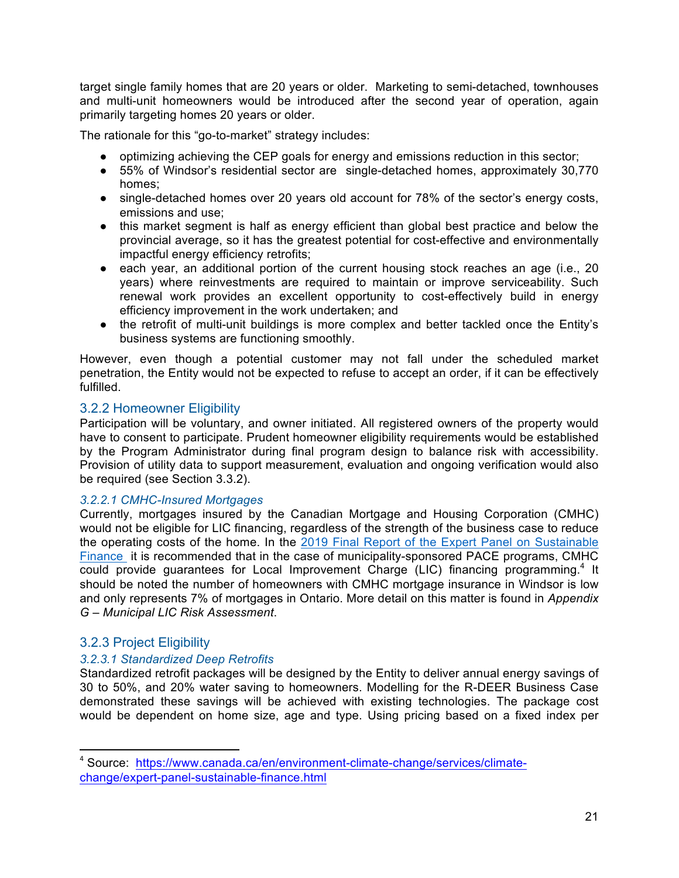target single family homes that are 20 years or older. Marketing to semi-detached, townhouses and multi-unit homeowners would be introduced after the second year of operation, again primarily targeting homes 20 years or older.

The rationale for this "go-to-market" strategy includes:

- optimizing achieving the CEP goals for energy and emissions reduction in this sector;
- 55% of Windsor's residential sector are single-detached homes, approximately 30,770 homes;
- single-detached homes over 20 years old account for 78% of the sector's energy costs, emissions and use;
- this market segment is half as energy efficient than global best practice and below the provincial average, so it has the greatest potential for cost-effective and environmentally impactful energy efficiency retrofits;
- each year, an additional portion of the current housing stock reaches an age (i.e., 20 years) where reinvestments are required to maintain or improve serviceability. Such renewal work provides an excellent opportunity to cost-effectively build in energy efficiency improvement in the work undertaken; and
- the retrofit of multi-unit buildings is more complex and better tackled once the Entity's business systems are functioning smoothly.

However, even though a potential customer may not fall under the scheduled market penetration, the Entity would not be expected to refuse to accept an order, if it can be effectively fulfilled.

### 3.2.2 Homeowner Eligibility

Participation will be voluntary, and owner initiated. All registered owners of the property would have to consent to participate. Prudent homeowner eligibility requirements would be established by the Program Administrator during final program design to balance risk with accessibility. Provision of utility data to support measurement, evaluation and ongoing verification would also be required (see Section 3.3.2).

#### *3.2.2.1 CMHC-Insured Mortgages*

Currently, mortgages insured by the Canadian Mortgage and Housing Corporation (CMHC) would not be eligible for LIC financing, regardless of the strength of the business case to reduce the operating costs of the home. In the 2019 Final Report of the Expert Panel on Sustainable Finance it is recommended that in the case of municipality-sponsored PACE programs, CMHC could provide guarantees for Local Improvement Charge (LIC) financing programming.[4] It should be noted the number of homeowners with CMHC mortgage insurance in Windsor is low and only represents 7% of mortgages in Ontario. More detail on this matter is found in *Appendix G – Municipal LIC Risk Assessment*.

### 3.2.3 Project Eligibility

#### *3.2.3.1 Standardized Deep Retrofits*

Standardized retrofit packages will be designed by the Entity to deliver annual energy savings of 30 to 50%, and 20% water saving to homeowners. Modelling for the R-DEER Business Case demonstrated these savings will be achieved with existing technologies. The package cost would be dependent on home size, age and type. Using pricing based on a fixed index per

[4] Source: https://www.canada.ca/en/environment-climate-change/services/climate-change/expert-panel-sustainable-finance.html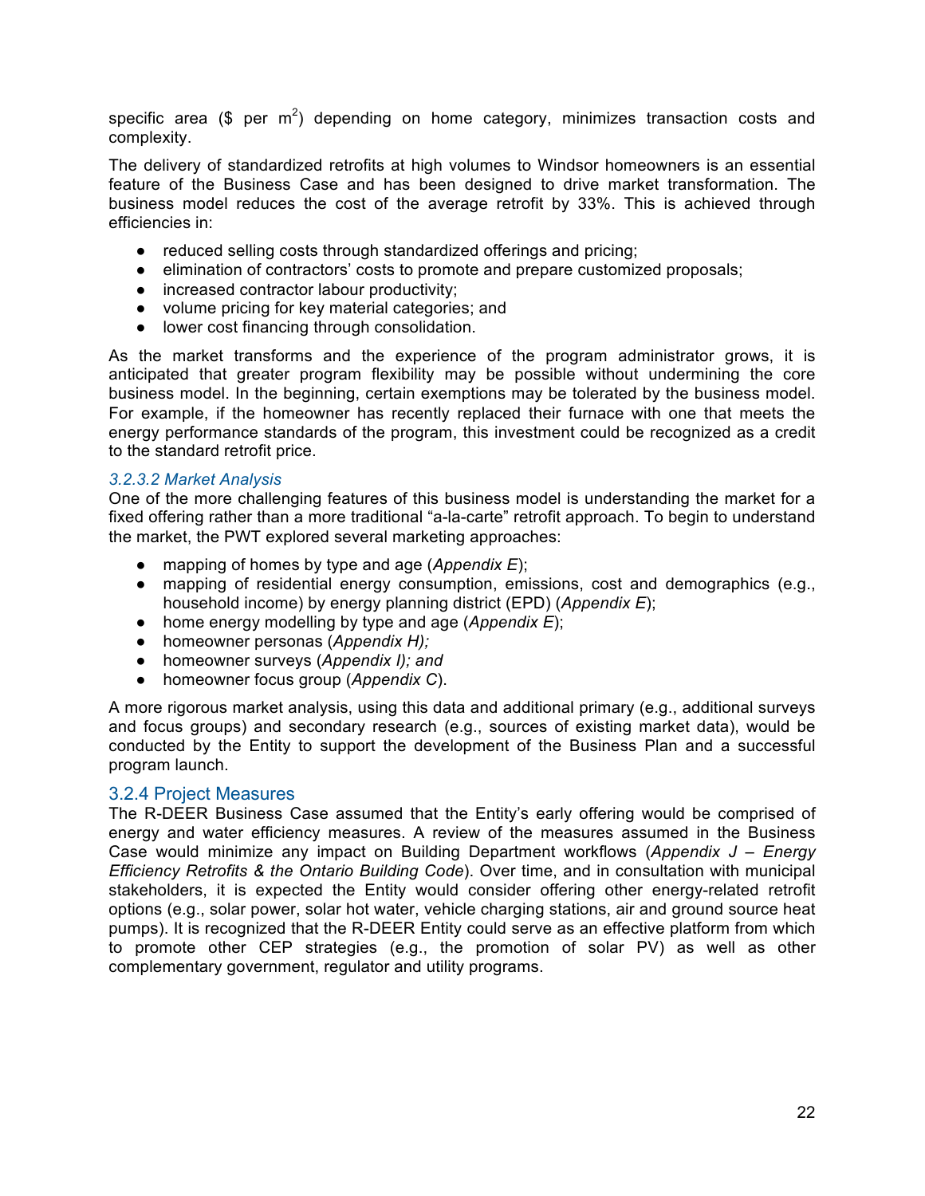specific area ($ per $m^2$) depending on home category, minimizes transaction costs and complexity.

The delivery of standardized retrofits at high volumes to Windsor homeowners is an essential feature of the Business Case and has been designed to drive market transformation. The business model reduces the cost of the average retrofit by 33%. This is achieved through efficiencies in:

- reduced selling costs through standardized offerings and pricing;
- elimination of contractors' costs to promote and prepare customized proposals;
- increased contractor labour productivity;
- volume pricing for key material categories; and
- lower cost financing through consolidation.

As the market transforms and the experience of the program administrator grows, it is anticipated that greater program flexibility may be possible without undermining the core business model. In the beginning, certain exemptions may be tolerated by the business model. For example, if the homeowner has recently replaced their furnace with one that meets the energy performance standards of the program, this investment could be recognized as a credit to the standard retrofit price.

#### *3.2.3.2 Market Analysis*

One of the more challenging features of this business model is understanding the market for a fixed offering rather than a more traditional "a-la-carte" retrofit approach. To begin to understand the market, the PWT explored several marketing approaches:

- mapping of homes by type and age (*Appendix E*);
- mapping of residential energy consumption, emissions, cost and demographics (e.g., household income) by energy planning district (EPD) (*Appendix E*);
- home energy modelling by type and age (*Appendix E*);
- homeowner personas (*Appendix H);*
- homeowner surveys (*Appendix I); and*
- homeowner focus group (*Appendix C*).

A more rigorous market analysis, using this data and additional primary (e.g., additional surveys and focus groups) and secondary research (e.g., sources of existing market data), would be conducted by the Entity to support the development of the Business Plan and a successful program launch.

### 3.2.4 Project Measures

The R-DEER Business Case assumed that the Entity's early offering would be comprised of energy and water efficiency measures. A review of the measures assumed in the Business Case would minimize any impact on Building Department workflows (*Appendix J – Energy Efficiency Retrofits & the Ontario Building Code*). Over time, and in consultation with municipal stakeholders, it is expected the Entity would consider offering other energy-related retrofit options (e.g., solar power, solar hot water, vehicle charging stations, air and ground source heat pumps). It is recognized that the R-DEER Entity could serve as an effective platform from which to promote other CEP strategies (e.g., the promotion of solar PV) as well as other complementary government, regulator and utility programs.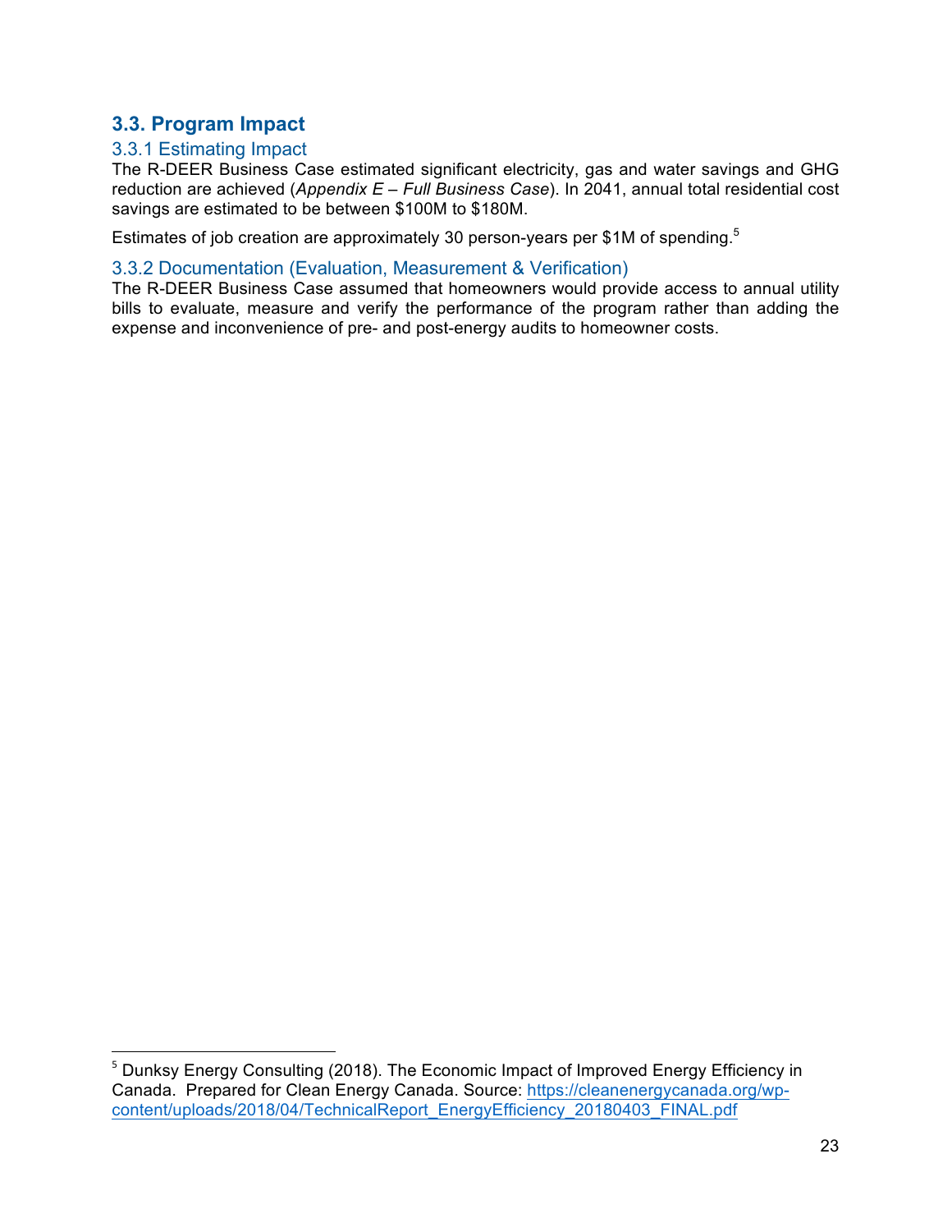## 3.3. Program Impact

### 3.3.1 Estimating Impact

The R-DEER Business Case estimated significant electricity, gas and water savings and GHG reduction are achieved (*Appendix E – Full Business Case*). In 2041, annual total residential cost savings are estimated to be between $100M to $180M.

Estimates of job creation are approximately 30 person-years per $1M of spending.[5]

### 3.3.2 Documentation (Evaluation, Measurement & Verification)

The R-DEER Business Case assumed that homeowners would provide access to annual utility bills to evaluate, measure and verify the performance of the program rather than adding the expense and inconvenience of pre- and post-energy audits to homeowner costs.

---

[5] Dunksy Energy Consulting (2018). The Economic Impact of Improved Energy Efficiency in Canada. Prepared for Clean Energy Canada. Source: https://cleanenergycanada.org/wp-content/uploads/2018/04/TechnicalReport_EnergyEfficiency_20180403_FINAL.pdf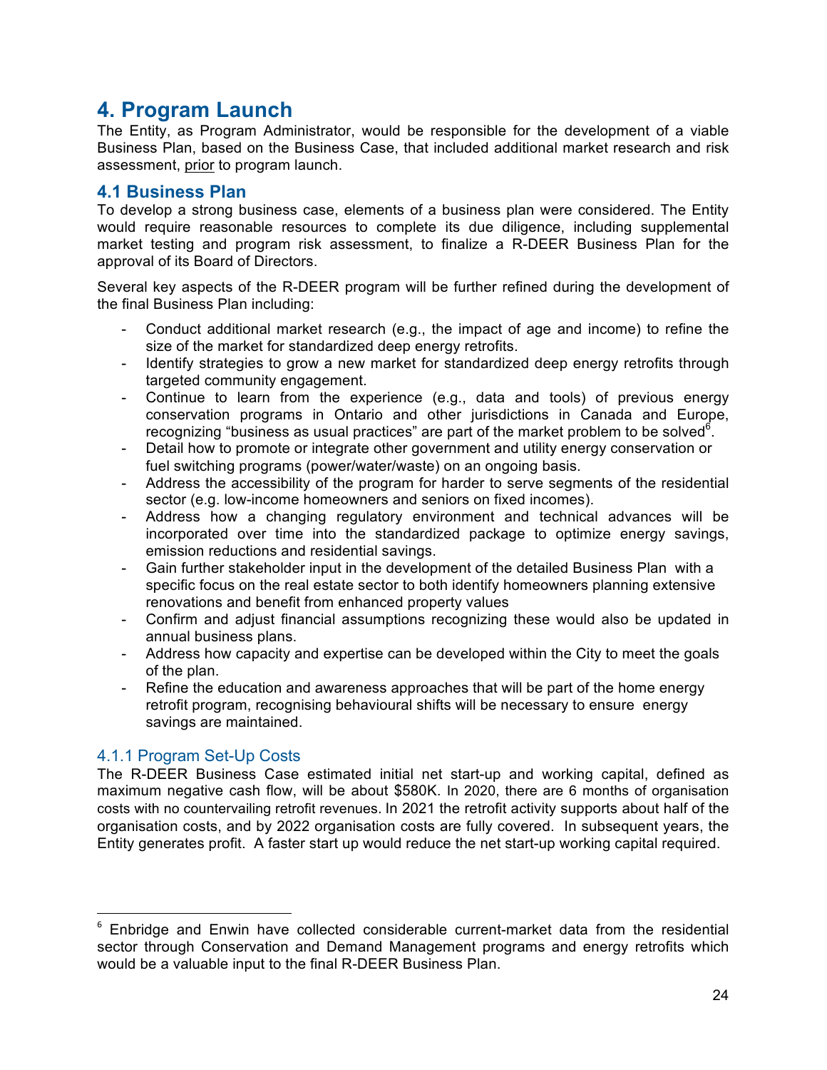# 4. Program Launch

The Entity, as Program Administrator, would be responsible for the development of a viable Business Plan, based on the Business Case, that included additional market research and risk assessment, prior to program launch.

## 4.1 Business Plan

To develop a strong business case, elements of a business plan were considered. The Entity would require reasonable resources to complete its due diligence, including supplemental market testing and program risk assessment, to finalize a R-DEER Business Plan for the approval of its Board of Directors.

Several key aspects of the R-DEER program will be further refined during the development of the final Business Plan including:

- Conduct additional market research (e.g., the impact of age and income) to refine the size of the market for standardized deep energy retrofits.
- Identify strategies to grow a new market for standardized deep energy retrofits through targeted community engagement.
- Continue to learn from the experience (e.g., data and tools) of previous energy conservation programs in Ontario and other jurisdictions in Canada and Europe, recognizing "business as usual practices" are part of the market problem to be solved[6].
- Detail how to promote or integrate other government and utility energy conservation or fuel switching programs (power/water/waste) on an ongoing basis.
- Address the accessibility of the program for harder to serve segments of the residential sector (e.g. low-income homeowners and seniors on fixed incomes).
- Address how a changing regulatory environment and technical advances will be incorporated over time into the standardized package to optimize energy savings, emission reductions and residential savings.
- Gain further stakeholder input in the development of the detailed Business Plan with a specific focus on the real estate sector to both identify homeowners planning extensive renovations and benefit from enhanced property values
- Confirm and adjust financial assumptions recognizing these would also be updated in annual business plans.
- Address how capacity and expertise can be developed within the City to meet the goals of the plan.
- Refine the education and awareness approaches that will be part of the home energy retrofit program, recognising behavioural shifts will be necessary to ensure energy savings are maintained.

### 4.1.1 Program Set-Up Costs

The R-DEER Business Case estimated initial net start-up and working capital, defined as maximum negative cash flow, will be about $580K. In 2020, there are 6 months of organisation costs with no countervailing retrofit revenues. In 2021 the retrofit activity supports about half of the organisation costs, and by 2022 organisation costs are fully covered. In subsequent years, the Entity generates profit. A faster start up would reduce the net start-up working capital required.

---

[6] Enbridge and Enwin have collected considerable current-market data from the residential sector through Conservation and Demand Management programs and energy retrofits which would be a valuable input to the final R-DEER Business Plan.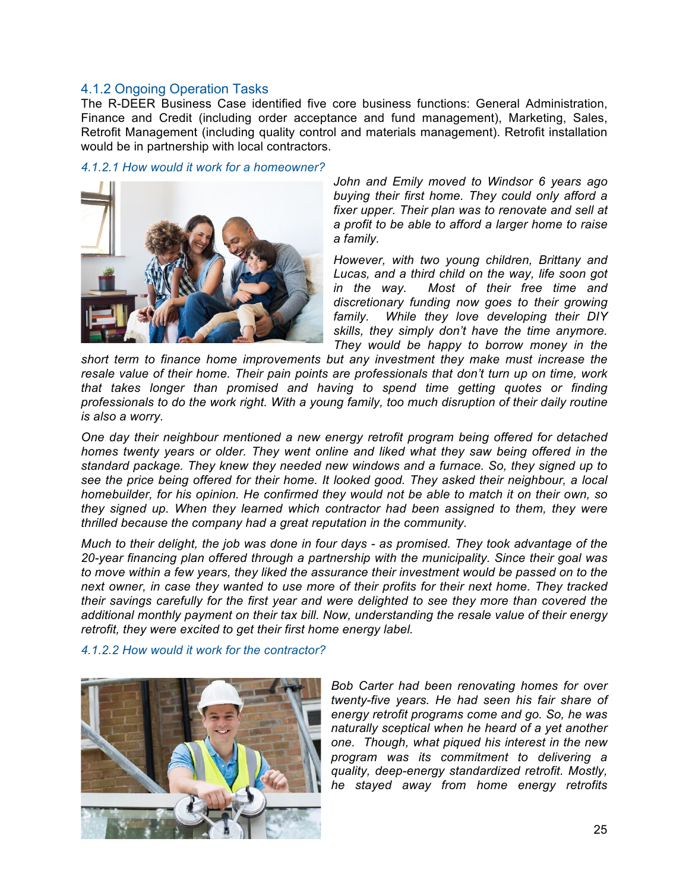### 4.1.2 Ongoing Operation Tasks

The R-DEER Business Case identified five core business functions: General Administration, Finance and Credit (including order acceptance and fund management), Marketing, Sales, Retrofit Management (including quality control and materials management). Retrofit installation would be in partnership with local contractors.

#### *4.1.2.1 How would it work for a homeowner?*

*John and Emily moved to Windsor 6 years ago buying their first home. They could only afford a fixer upper. Their plan was to renovate and sell at a profit to be able to afford a larger home to raise a family.*

*However, with two young children, Brittany and Lucas, and a third child on the way, life soon got in the way. Most of their free time and discretionary funding now goes to their growing family. While they love developing their DIY skills, they simply don't have the time anymore. They would be happy to borrow money in the short term to finance home improvements but any investment they make must increase the resale value of their home. Their pain points are professionals that don't turn up on time, work that takes longer than promised and having to spend time getting quotes or finding professionals to do the work right. With a young family, too much disruption of their daily routine is also a worry.*

*One day their neighbour mentioned a new energy retrofit program being offered for detached homes twenty years or older. They went online and liked what they saw being offered in the standard package. They knew they needed new windows and a furnace. So, they signed up to see the price being offered for their home. It looked good. They asked their neighbour, a local homebuilder, for his opinion. He confirmed they would not be able to match it on their own, so they signed up. When they learned which contractor had been assigned to them, they were thrilled because the company had a great reputation in the community.*

*Much to their delight, the job was done in four days - as promised. They took advantage of the 20-year financing plan offered through a partnership with the municipality. Since their goal was to move within a few years, they liked the assurance their investment would be passed on to the next owner, in case they wanted to use more of their profits for their next home. They tracked their savings carefully for the first year and were delighted to see they more than covered the additional monthly payment on their tax bill. Now, understanding the resale value of their energy retrofit, they were excited to get their first home energy label.*

#### *4.1.2.2 How would it work for the contractor?*

*Bob Carter had been renovating homes for over twenty-five years. He had seen his fair share of energy retrofit programs come and go. So, he was naturally sceptical when he heard of a yet another one. Though, what piqued his interest in the new program was its commitment to delivering a quality, deep-energy standardized retrofit. Mostly, he stayed away from home energy retrofits*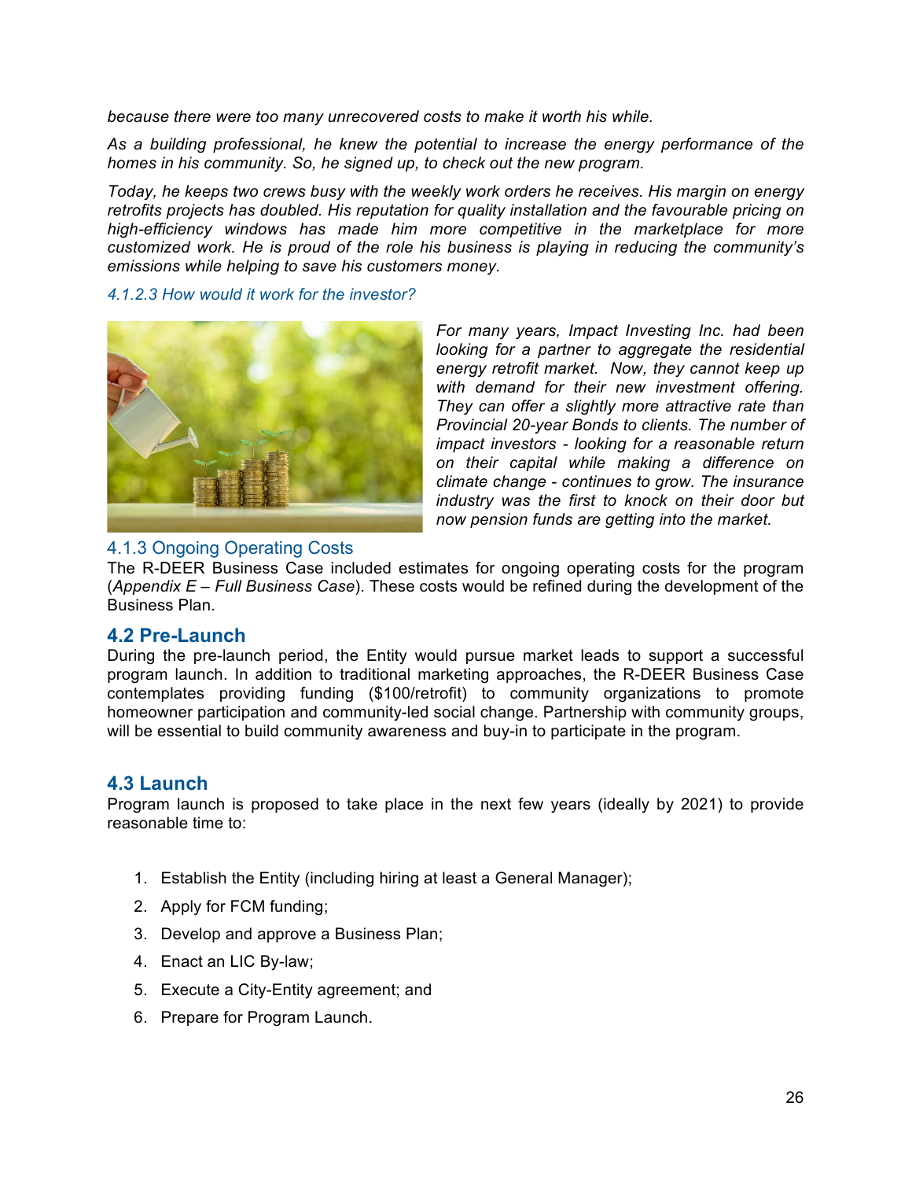*because there were too many unrecovered costs to make it worth his while.*

*As a building professional, he knew the potential to increase the energy performance of the homes in his community. So, he signed up, to check out the new program.*

*Today, he keeps two crews busy with the weekly work orders he receives. His margin on energy retrofits projects has doubled. His reputation for quality installation and the favourable pricing on high-efficiency windows has made him more competitive in the marketplace for more customized work. He is proud of the role his business is playing in reducing the community's emissions while helping to save his customers money.*

#### *4.1.2.3 How would it work for the investor?*

*For many years, Impact Investing Inc. had been looking for a partner to aggregate the residential energy retrofit market. Now, they cannot keep up with demand for their new investment offering. They can offer a slightly more attractive rate than Provincial 20-year Bonds to clients. The number of impact investors - looking for a reasonable return on their capital while making a difference on climate change - continues to grow. The insurance industry was the first to knock on their door but now pension funds are getting into the market.*

### 4.1.3 Ongoing Operating Costs

The R-DEER Business Case included estimates for ongoing operating costs for the program (*Appendix E – Full Business Case*). These costs would be refined during the development of the Business Plan.

## 4.2 Pre-Launch

During the pre-launch period, the Entity would pursue market leads to support a successful program launch. In addition to traditional marketing approaches, the R-DEER Business Case contemplates providing funding ($100/retrofit) to community organizations to promote homeowner participation and community-led social change. Partnership with community groups, will be essential to build community awareness and buy-in to participate in the program.

## 4.3 Launch

Program launch is proposed to take place in the next few years (ideally by 2021) to provide reasonable time to:

1. Establish the Entity (including hiring at least a General Manager);
2. Apply for FCM funding;
3. Develop and approve a Business Plan;
4. Enact an LIC By-law;
5. Execute a City-Entity agreement; and
6. Prepare for Program Launch.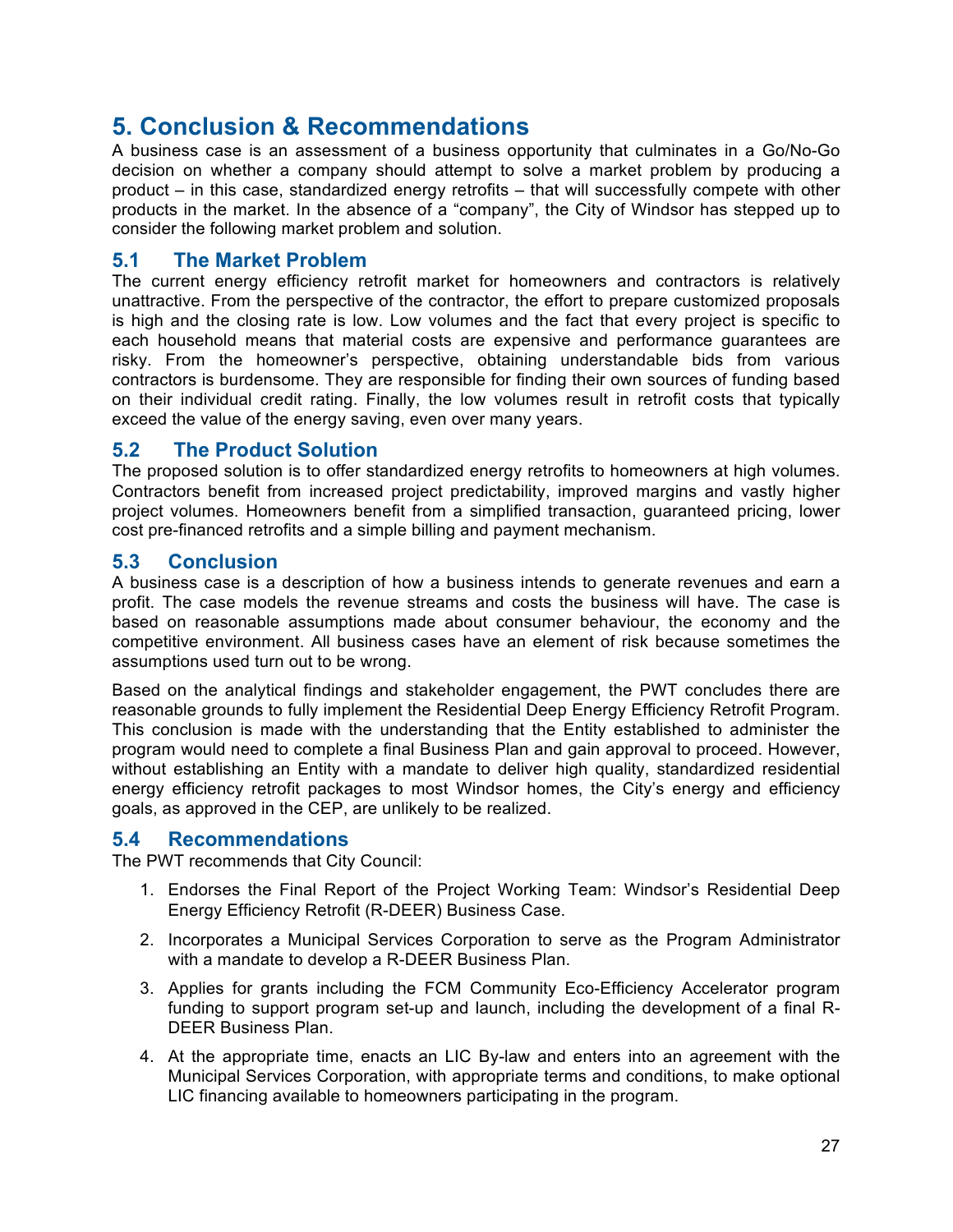# 5. Conclusion & Recommendations

A business case is an assessment of a business opportunity that culminates in a Go/No-Go decision on whether a company should attempt to solve a market problem by producing a product – in this case, standardized energy retrofits – that will successfully compete with other products in the market. In the absence of a "company", the City of Windsor has stepped up to consider the following market problem and solution.

## 5.1 The Market Problem

The current energy efficiency retrofit market for homeowners and contractors is relatively unattractive. From the perspective of the contractor, the effort to prepare customized proposals is high and the closing rate is low. Low volumes and the fact that every project is specific to each household means that material costs are expensive and performance guarantees are risky. From the homeowner's perspective, obtaining understandable bids from various contractors is burdensome. They are responsible for finding their own sources of funding based on their individual credit rating. Finally, the low volumes result in retrofit costs that typically exceed the value of the energy saving, even over many years.

## 5.2 The Product Solution

The proposed solution is to offer standardized energy retrofits to homeowners at high volumes. Contractors benefit from increased project predictability, improved margins and vastly higher project volumes. Homeowners benefit from a simplified transaction, guaranteed pricing, lower cost pre-financed retrofits and a simple billing and payment mechanism.

## 5.3 Conclusion

A business case is a description of how a business intends to generate revenues and earn a profit. The case models the revenue streams and costs the business will have. The case is based on reasonable assumptions made about consumer behaviour, the economy and the competitive environment. All business cases have an element of risk because sometimes the assumptions used turn out to be wrong.

Based on the analytical findings and stakeholder engagement, the PWT concludes there are reasonable grounds to fully implement the Residential Deep Energy Efficiency Retrofit Program. This conclusion is made with the understanding that the Entity established to administer the program would need to complete a final Business Plan and gain approval to proceed. However, without establishing an Entity with a mandate to deliver high quality, standardized residential energy efficiency retrofit packages to most Windsor homes, the City's energy and efficiency goals, as approved in the CEP, are unlikely to be realized.

## 5.4 Recommendations

The PWT recommends that City Council:

1. Endorses the Final Report of the Project Working Team: Windsor's Residential Deep Energy Efficiency Retrofit (R-DEER) Business Case.
2. Incorporates a Municipal Services Corporation to serve as the Program Administrator with a mandate to develop a R-DEER Business Plan.
3. Applies for grants including the FCM Community Eco-Efficiency Accelerator program funding to support program set-up and launch, including the development of a final R-DEER Business Plan.
4. At the appropriate time, enacts an LIC By-law and enters into an agreement with the Municipal Services Corporation, with appropriate terms and conditions, to make optional LIC financing available to homeowners participating in the program.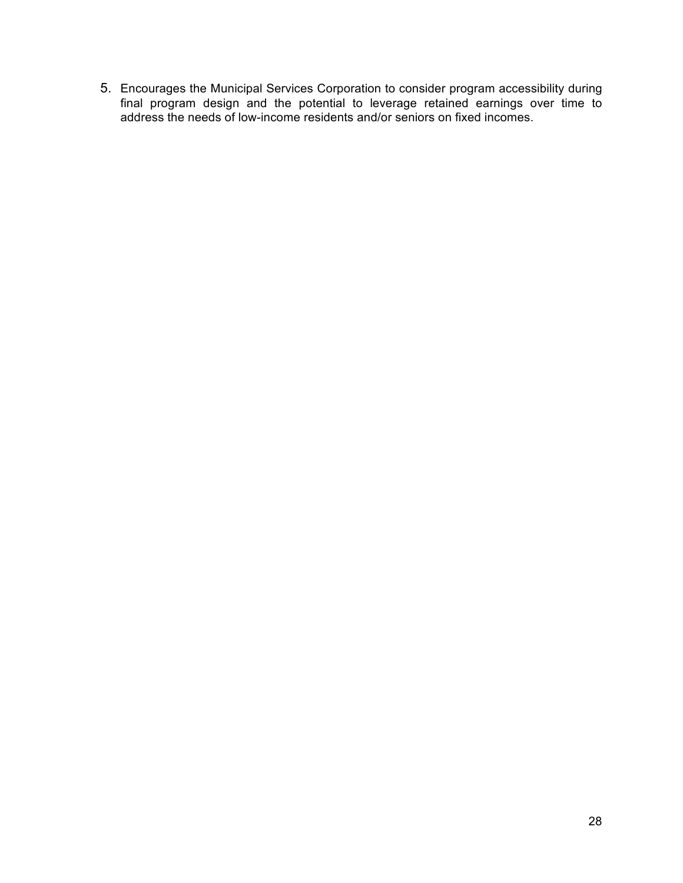5. Encourages the Municipal Services Corporation to consider program accessibility during final program design and the potential to leverage retained earnings over time to address the needs of low-income residents and/or seniors on fixed incomes.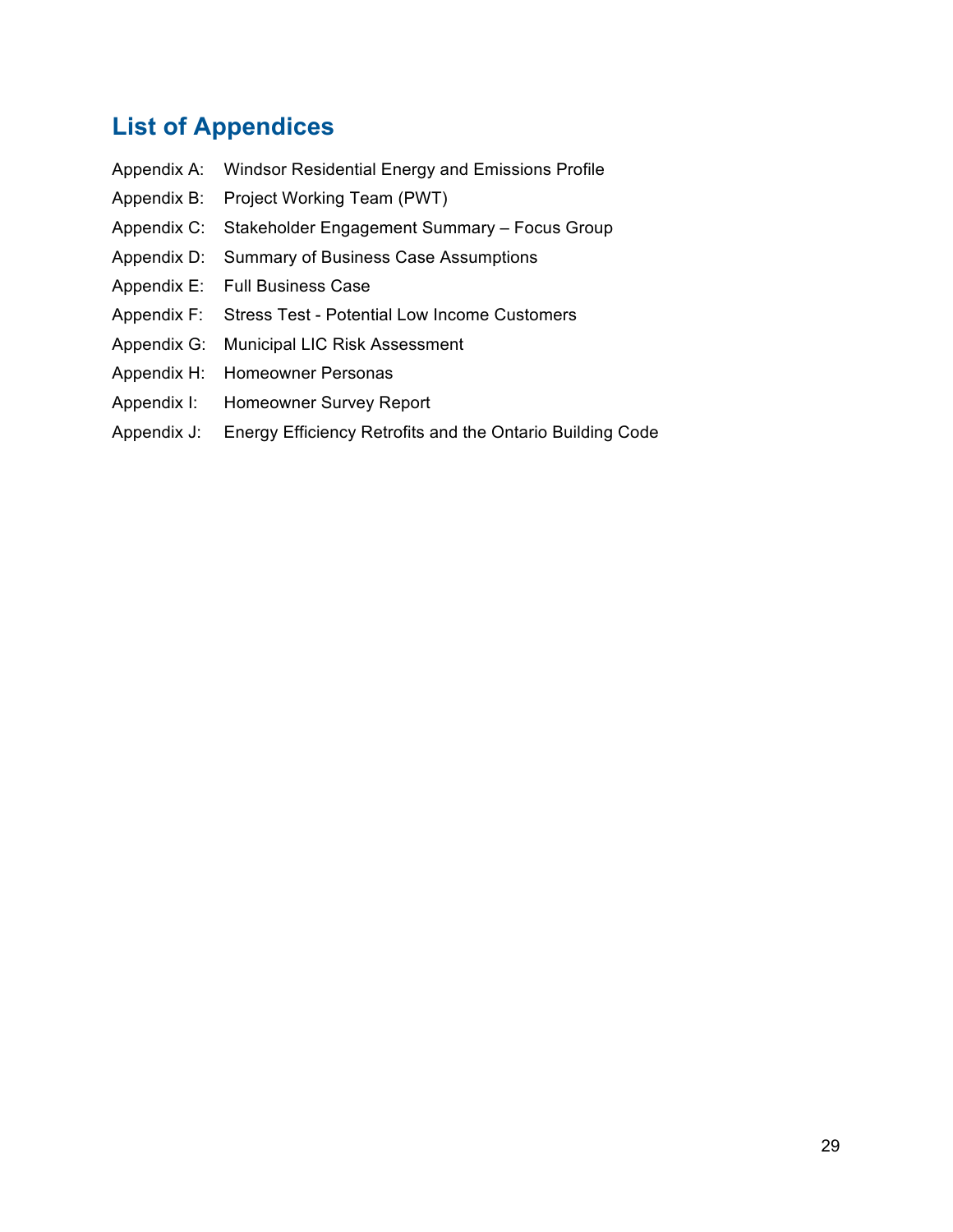## List of Appendices

Appendix A: Windsor Residential Energy and Emissions Profile

Appendix B: Project Working Team (PWT)

Appendix C: Stakeholder Engagement Summary – Focus Group

Appendix D: Summary of Business Case Assumptions

Appendix E: Full Business Case

Appendix F: Stress Test - Potential Low Income Customers

Appendix G: Municipal LIC Risk Assessment

Appendix H: Homeowner Personas

Appendix I: Homeowner Survey Report

Appendix J: Energy Efficiency Retrofits and the Ontario Building Code